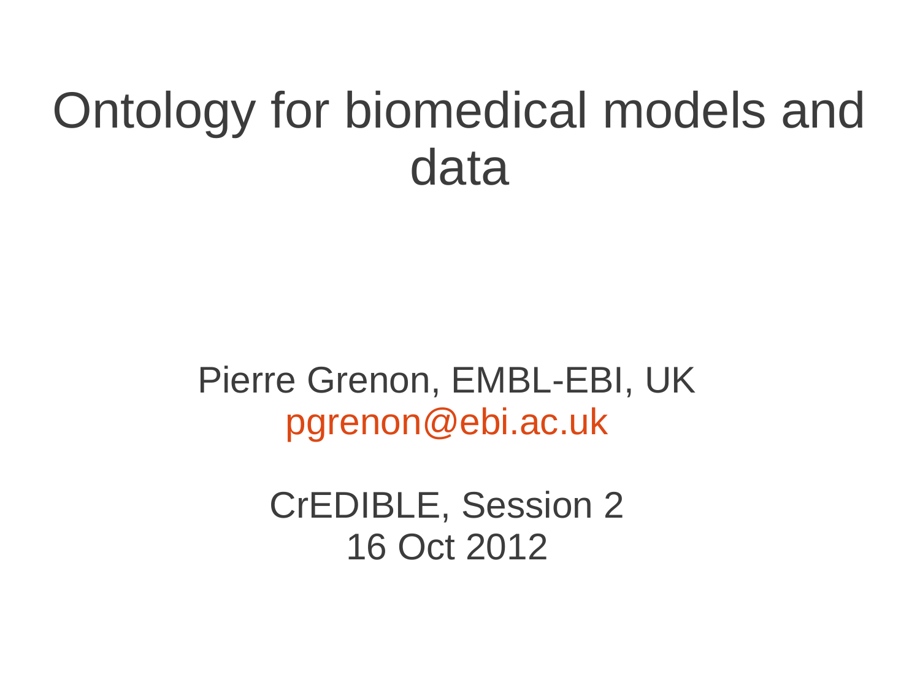# Ontology for biomedical models and data

Pierre Grenon, EMBL-EBI, UK
pgrenon@ebi.ac.uk

CrEDIBLE, Session 2
16 Oct 2012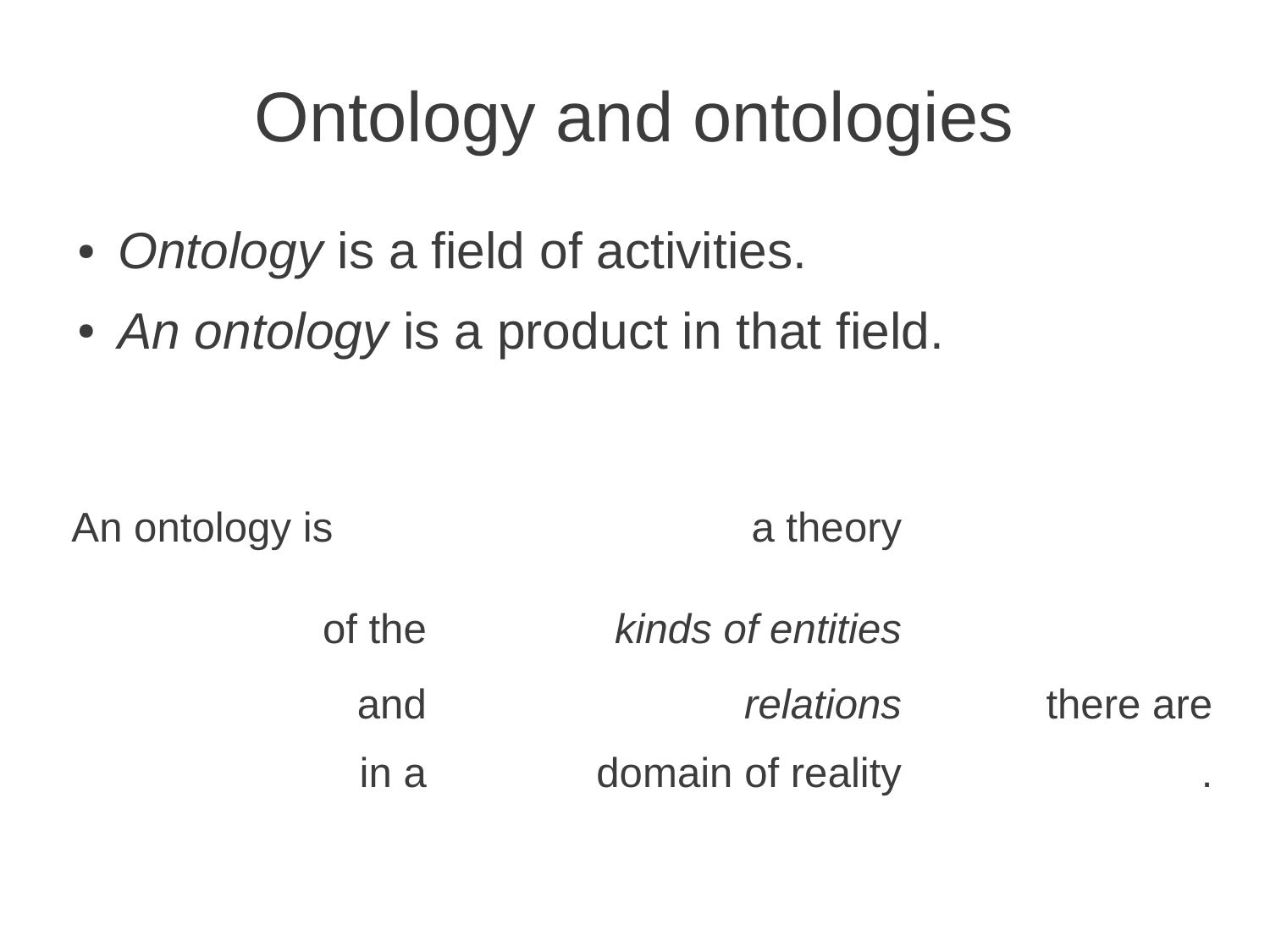# Ontology and ontologies

- *Ontology* is a field of activities.
- *An ontology* is a product in that field.

| An ontology is | a theory | |
|---|---|---|
| of the | *kinds of entities* | |
| and | *relations* | there are |
| in a | domain of reality | . |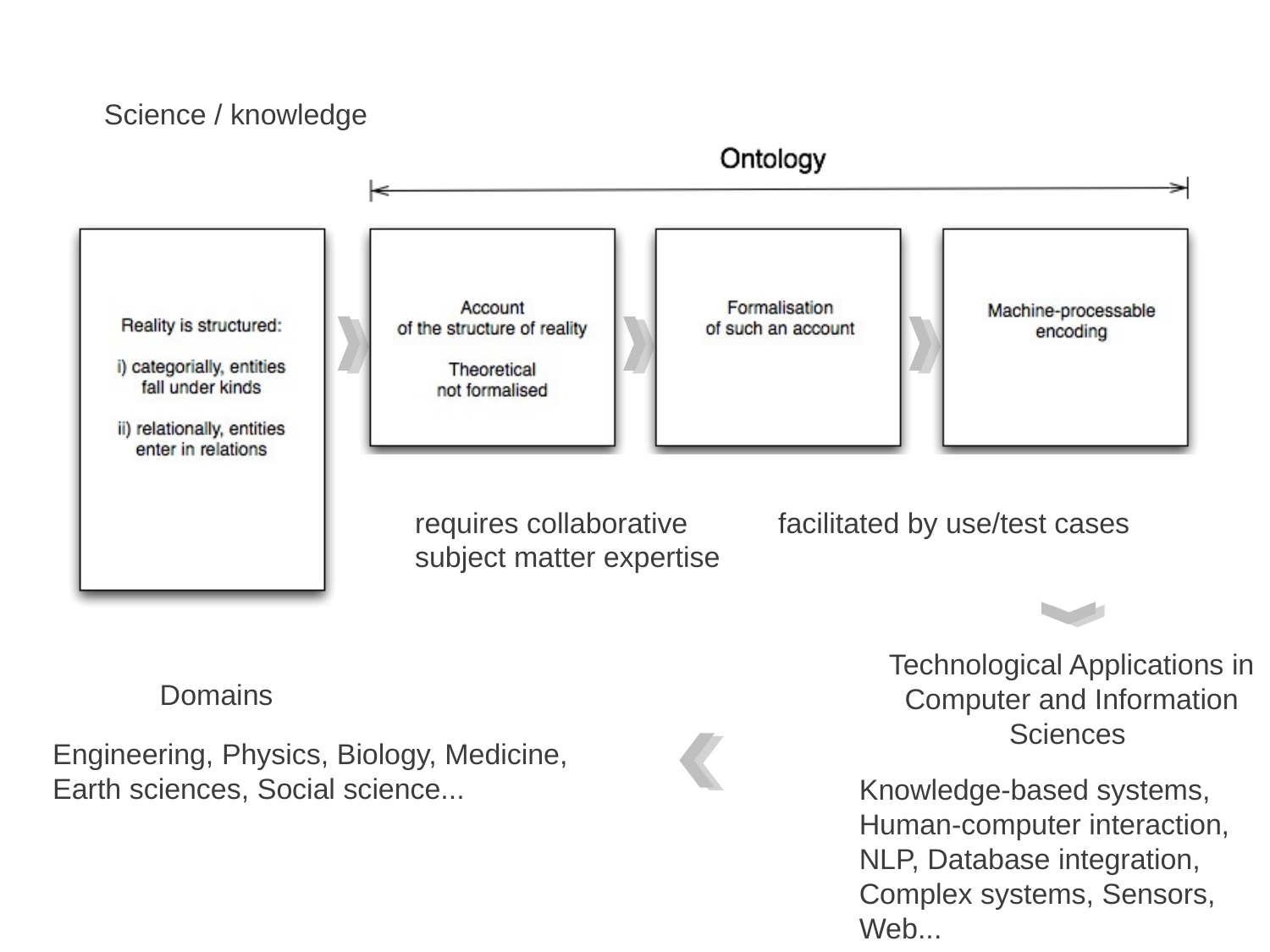Science / knowledge

Ontology

Reality is structured:

i) categorially, entities fall under kinds

ii) relationally, entities enter in relations

Account of the structure of reality

Theoretical not formalised

Formalisation of such an account

Machine-processable encoding

requires collaborative subject matter expertise

facilitated by use/test cases

Technological Applications in Computer and Information Sciences

Knowledge-based systems, Human-computer interaction, NLP, Database integration, Complex systems, Sensors, Web...

Domains

Engineering, Physics, Biology, Medicine, Earth sciences, Social science...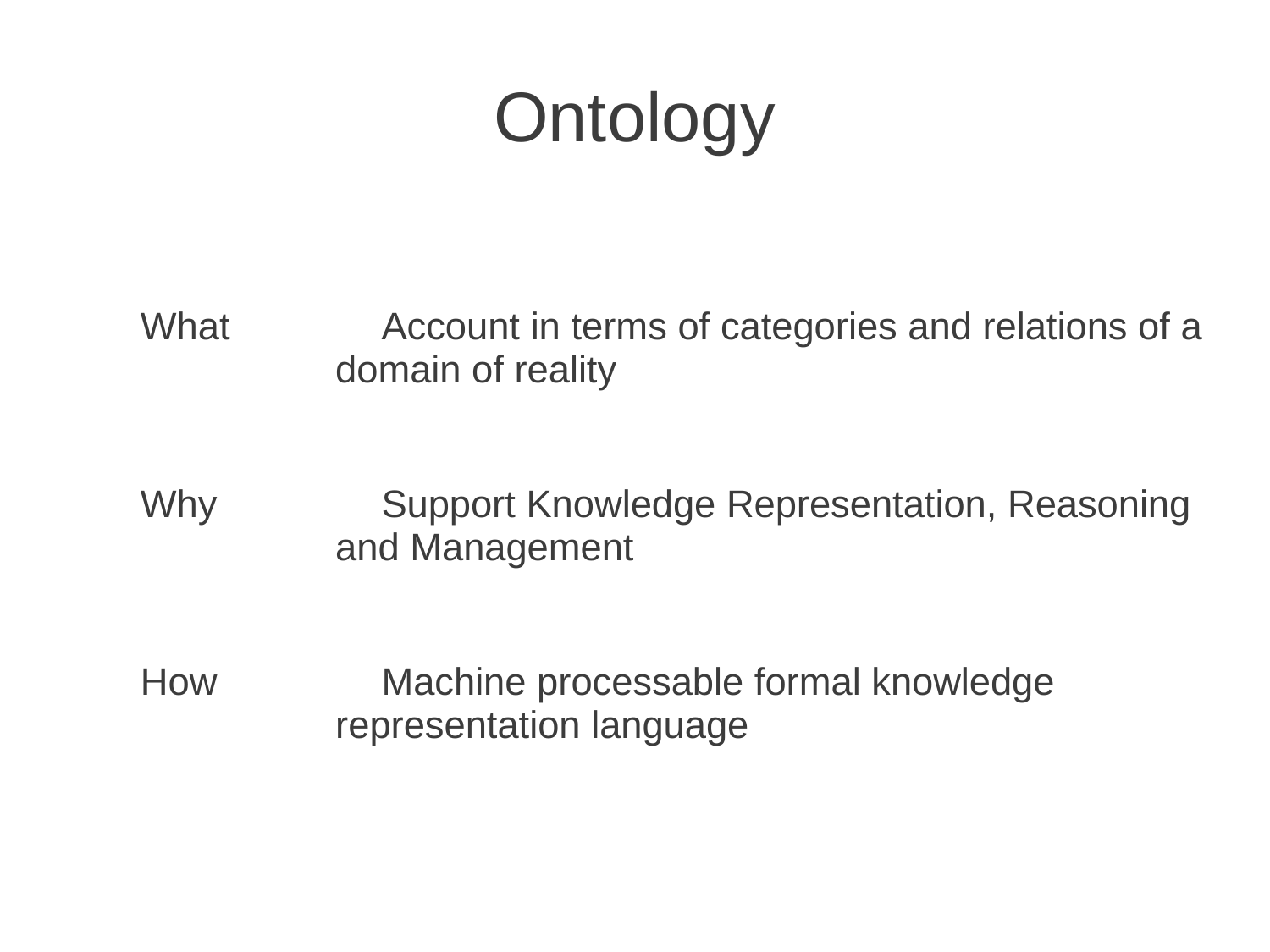# Ontology

**What** Account in terms of categories and relations of a domain of reality

**Why** Support Knowledge Representation, Reasoning and Management

**How** Machine processable formal knowledge representation language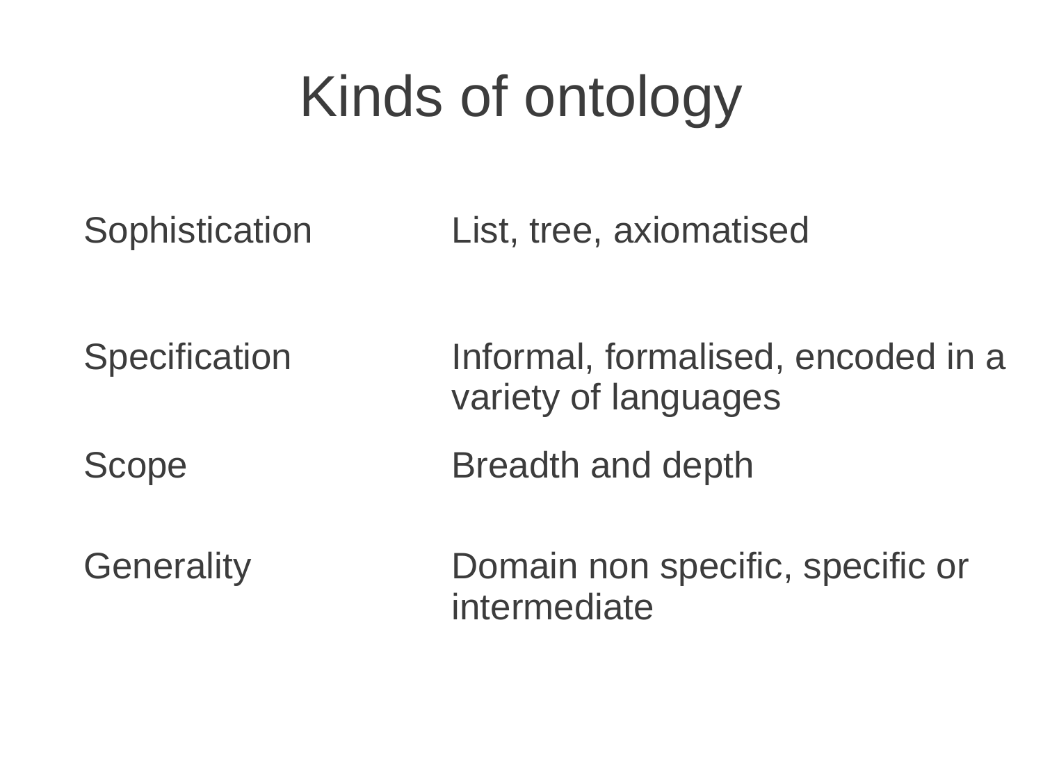# Kinds of ontology

| | |
|---|---|
| Sophistication | List, tree, axiomatised |
| Specification | Informal, formalised, encoded in a variety of languages |
| Scope | Breadth and depth |
| Generality | Domain non specific, specific or intermediate |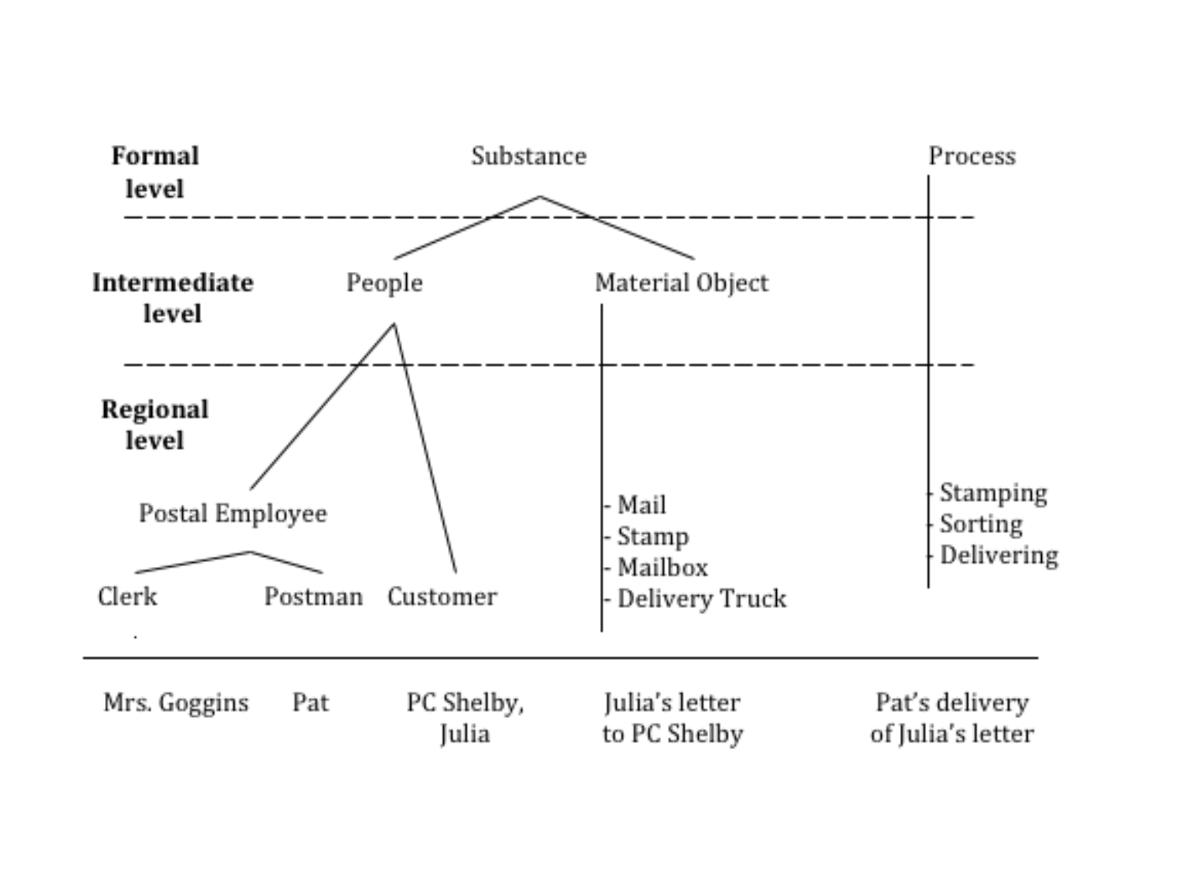| | | | |
|---|---|---|---|
| **Formal level** | Substance | | Process |
| **Intermediate level** | People | Material Object | |
| **Regional level** | Postal Employee: Clerk, Postman; Customer | - Mail<br>- Stamp<br>- Mailbox<br>- Delivery Truck | Stamping<br>Sorting<br>Delivering |
| | Mrs. Goggins, Pat, PC Shelby, Julia | Julia's letter to PC Shelby | Pat's delivery of Julia's letter |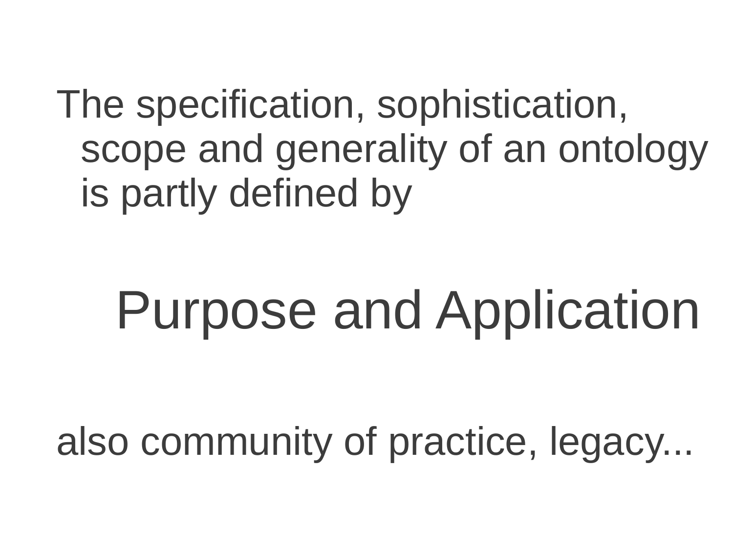The specification, sophistication, scope and generality of an ontology is partly defined by

## Purpose and Application

also community of practice, legacy...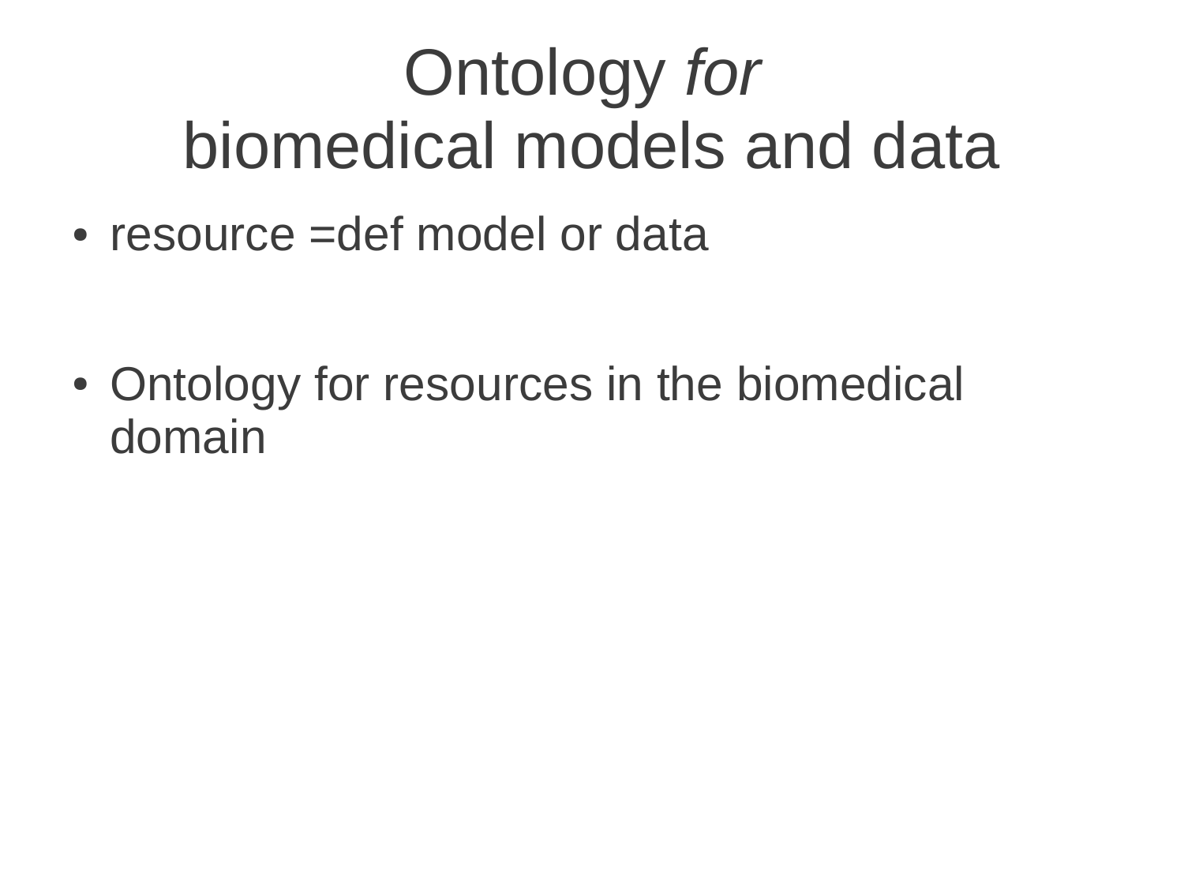# Ontology *for* biomedical models and data

- resource =def model or data
- Ontology for resources in the biomedical domain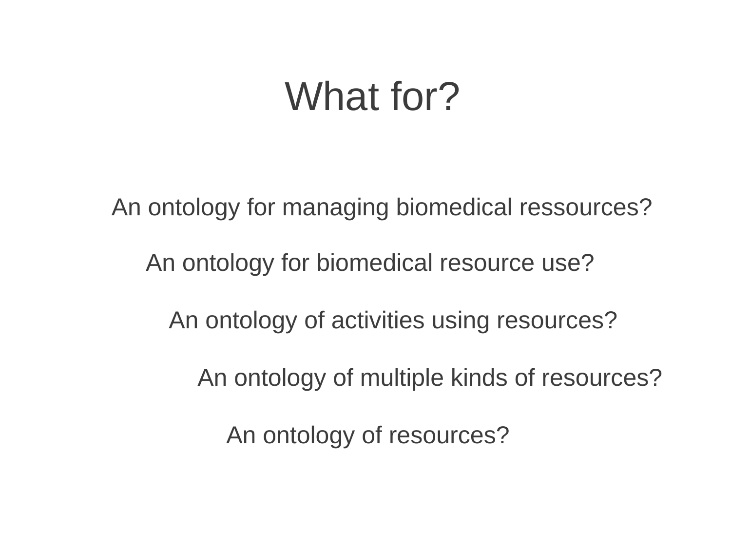# What for?

An ontology for managing biomedical ressources?

An ontology for biomedical resource use?

An ontology of activities using resources?

An ontology of multiple kinds of resources?

An ontology of resources?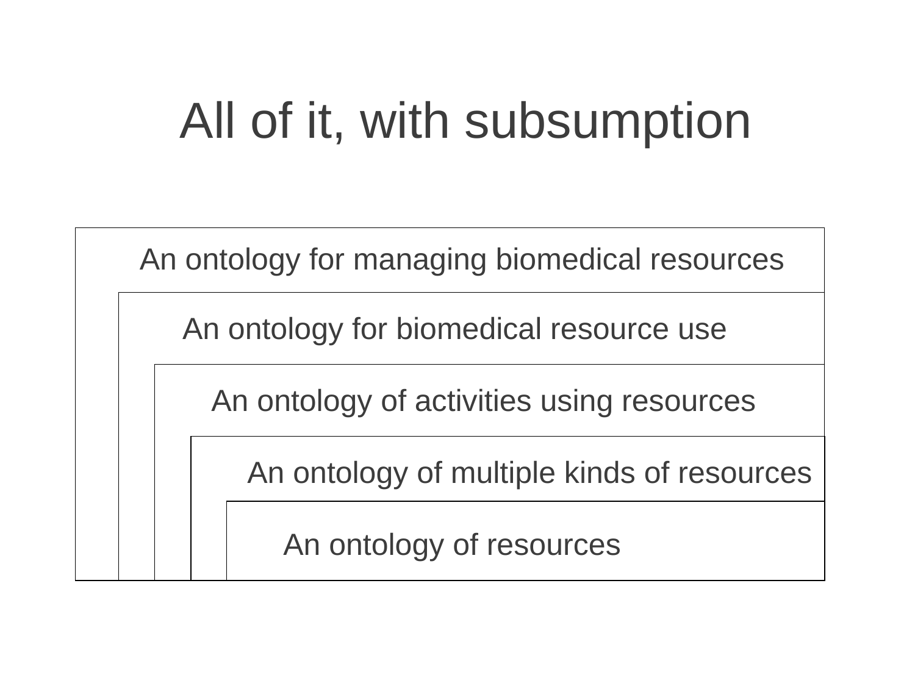# All of it, with subsumption

- An ontology for managing biomedical resources
  - An ontology for biomedical resource use
    - An ontology of activities using resources
      - An ontology of multiple kinds of resources
        - An ontology of resources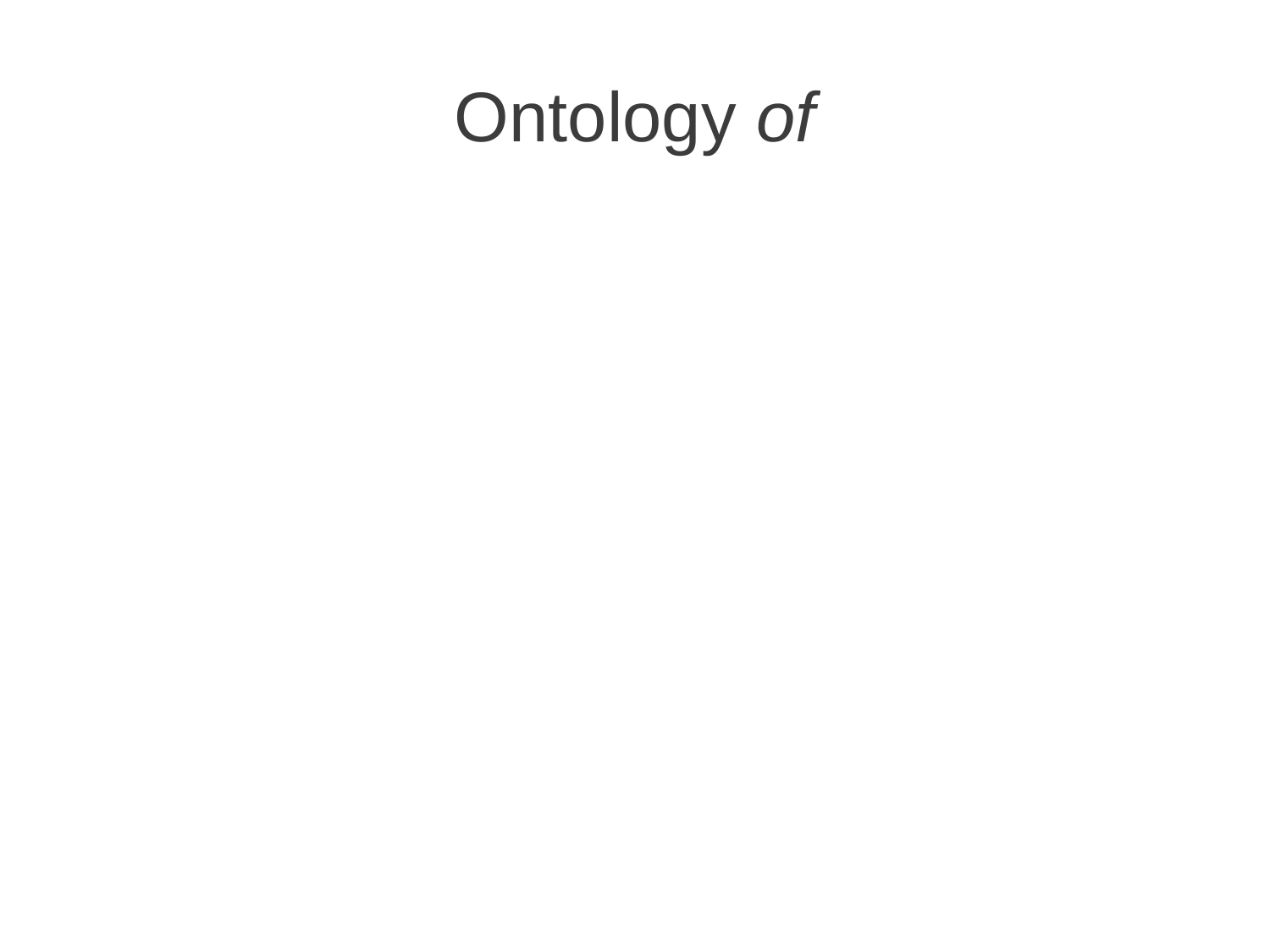# Ontology *of*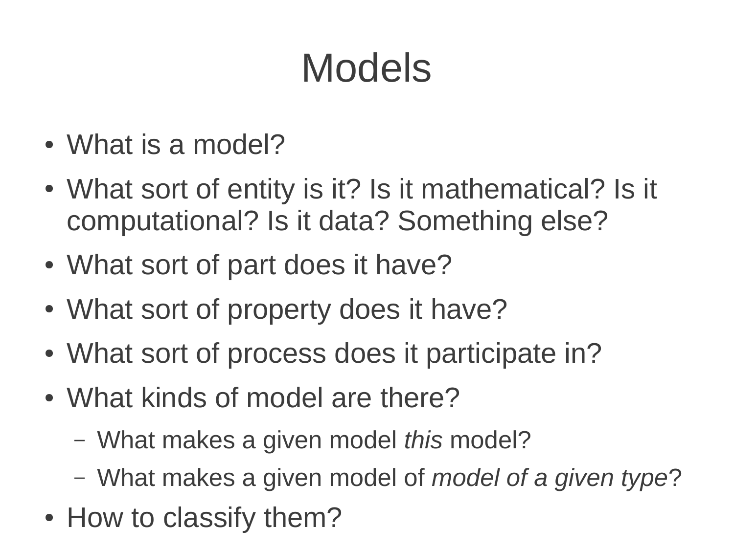# Models

- What is a model?
- What sort of entity is it? Is it mathematical? Is it computational? Is it data? Something else?
- What sort of part does it have?
- What sort of property does it have?
- What sort of process does it participate in?
- What kinds of model are there?
  - What makes a given model *this* model?
  - What makes a given model of *model of a given type*?
- How to classify them?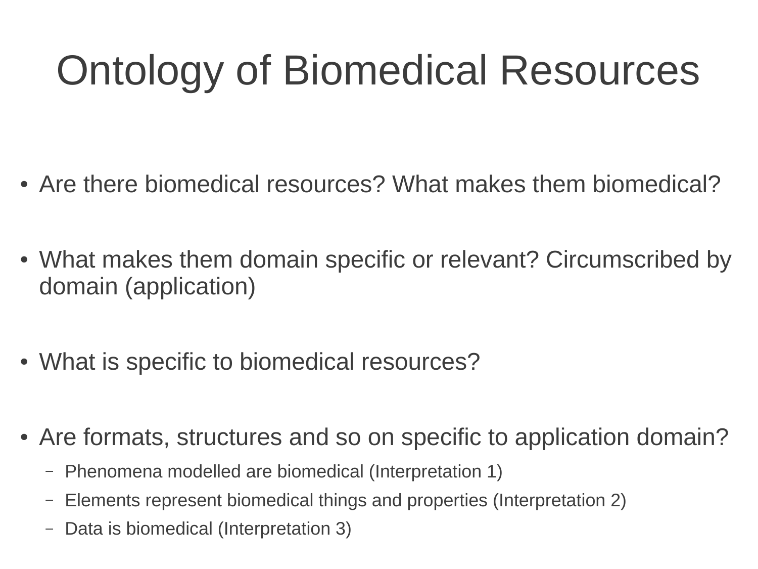# Ontology of Biomedical Resources

- Are there biomedical resources? What makes them biomedical?
- What makes them domain specific or relevant? Circumscribed by domain (application)
- What is specific to biomedical resources?
- Are formats, structures and so on specific to application domain?
  - Phenomena modelled are biomedical (Interpretation 1)
  - Elements represent biomedical things and properties (Interpretation 2)
  - Data is biomedical (Interpretation 3)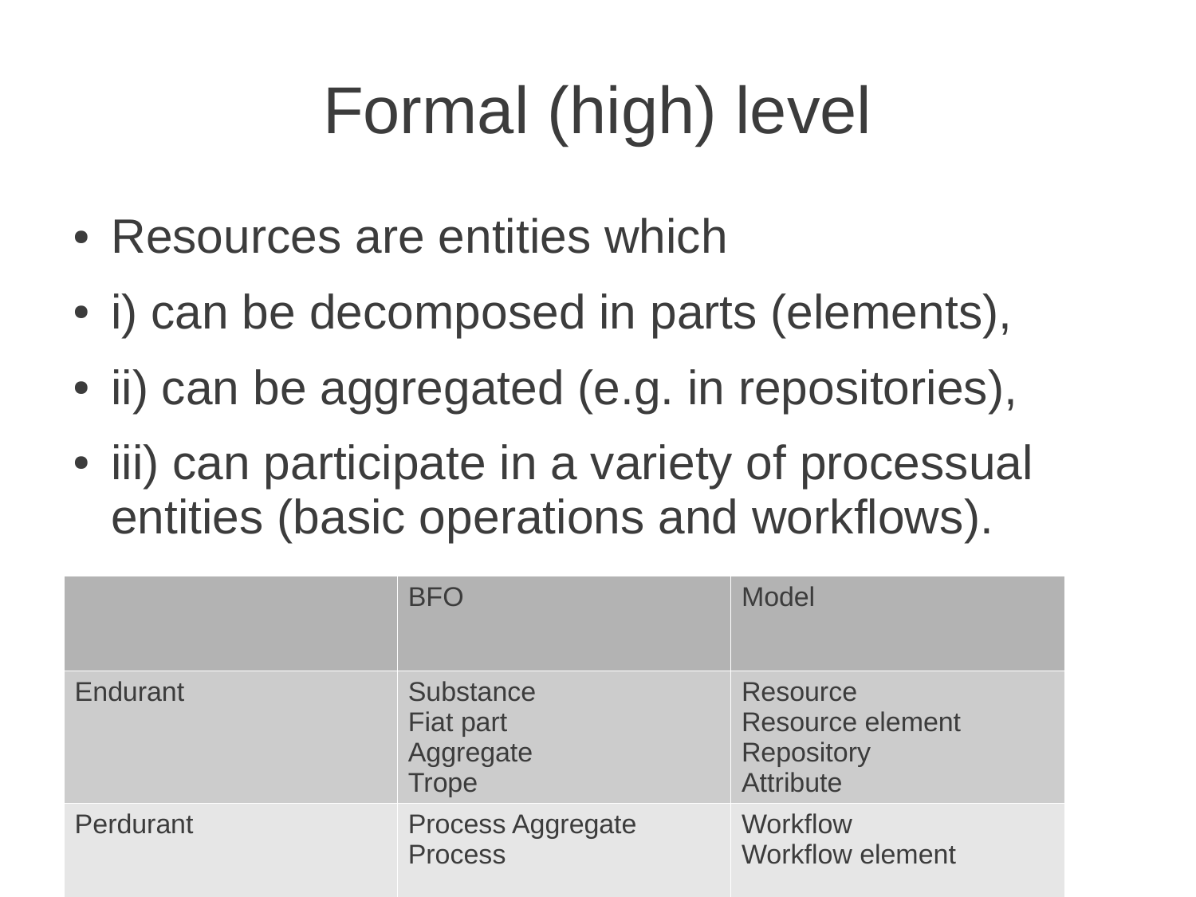# Formal (high) level

- Resources are entities which
- i) can be decomposed in parts (elements),
- ii) can be aggregated (e.g. in repositories),
- iii) can participate in a variety of processual entities (basic operations and workflows).

| | BFO | Model |
|---|---|---|
| Endurant | Substance<br>Fiat part<br>Aggregate<br>Trope | Resource<br>Resource element<br>Repository<br>Attribute |
| Perdurant | Process Aggregate<br>Process | Workflow<br>Workflow element |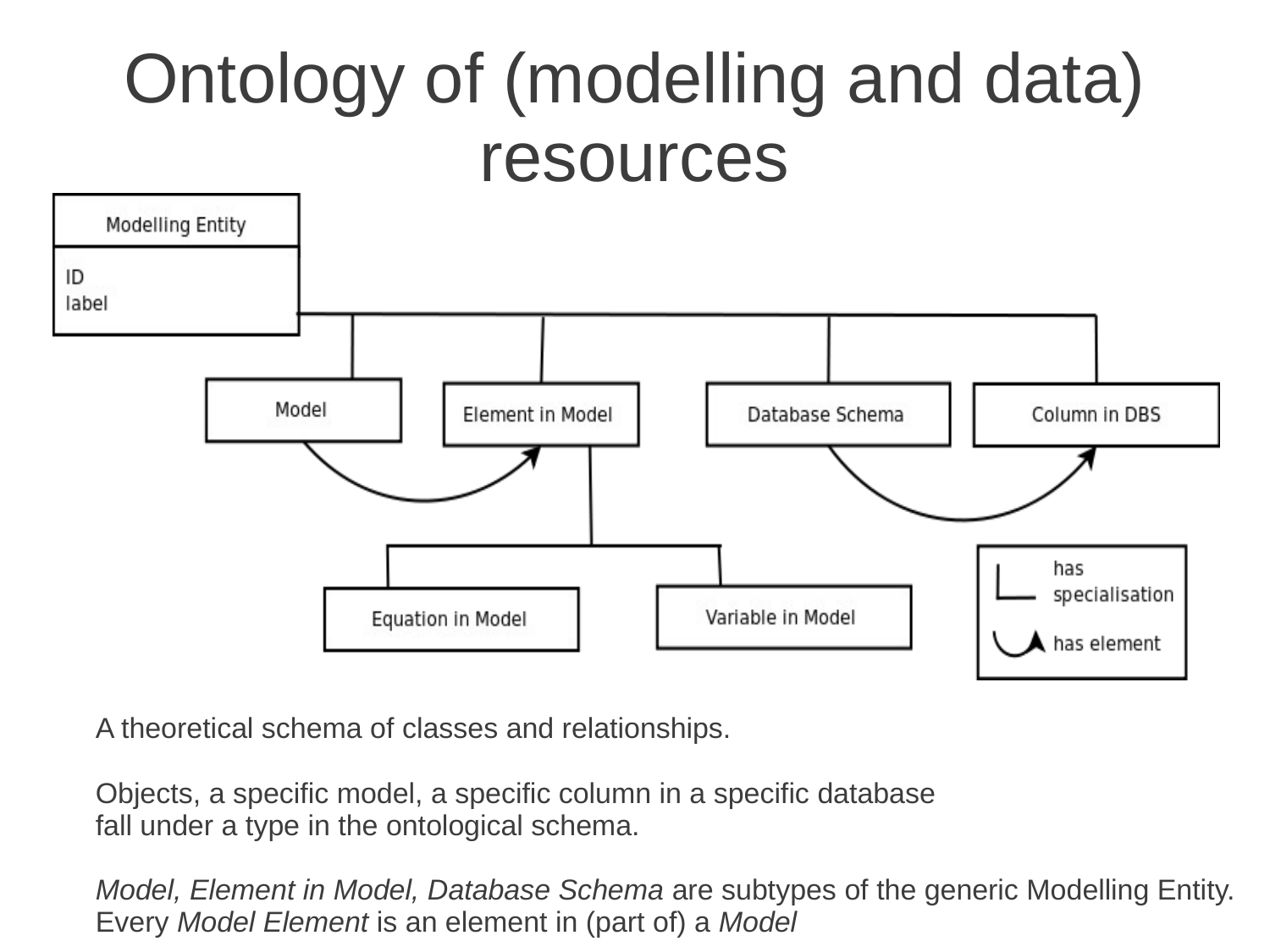# Ontology of (modelling and data) resources

A theoretical schema of classes and relationships.

Objects, a specific model, a specific column in a specific database
fall under a type in the ontological schema.

*Model, Element in Model, Database Schema* are subtypes of the generic Modelling Entity.
Every *Model Element* is an element in (part of) a *Model*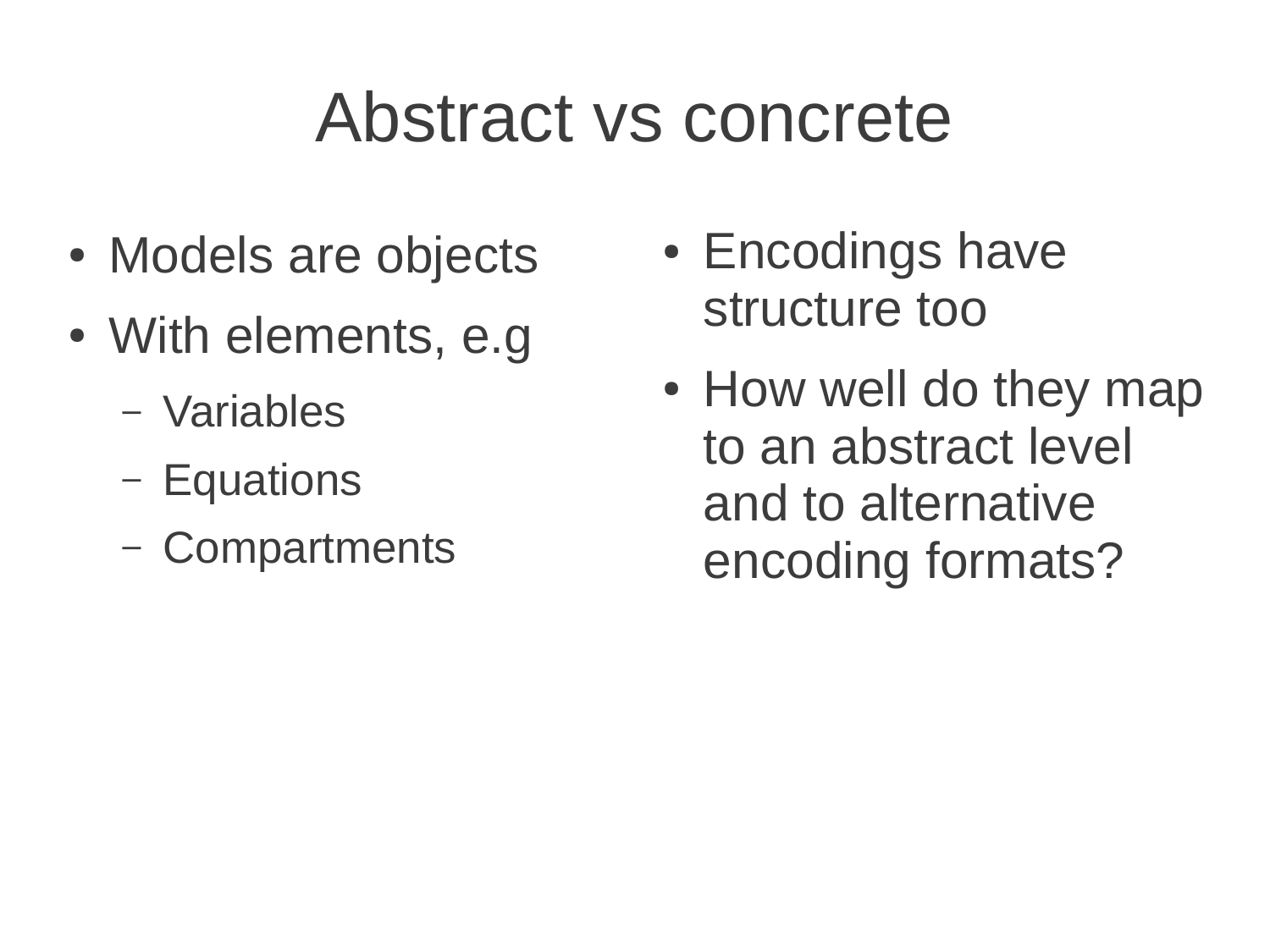# Abstract vs concrete

- Models are objects
- With elements, e.g
  - Variables
  - Equations
  - Compartments

- Encodings have structure too
- How well do they map to an abstract level and to alternative encoding formats?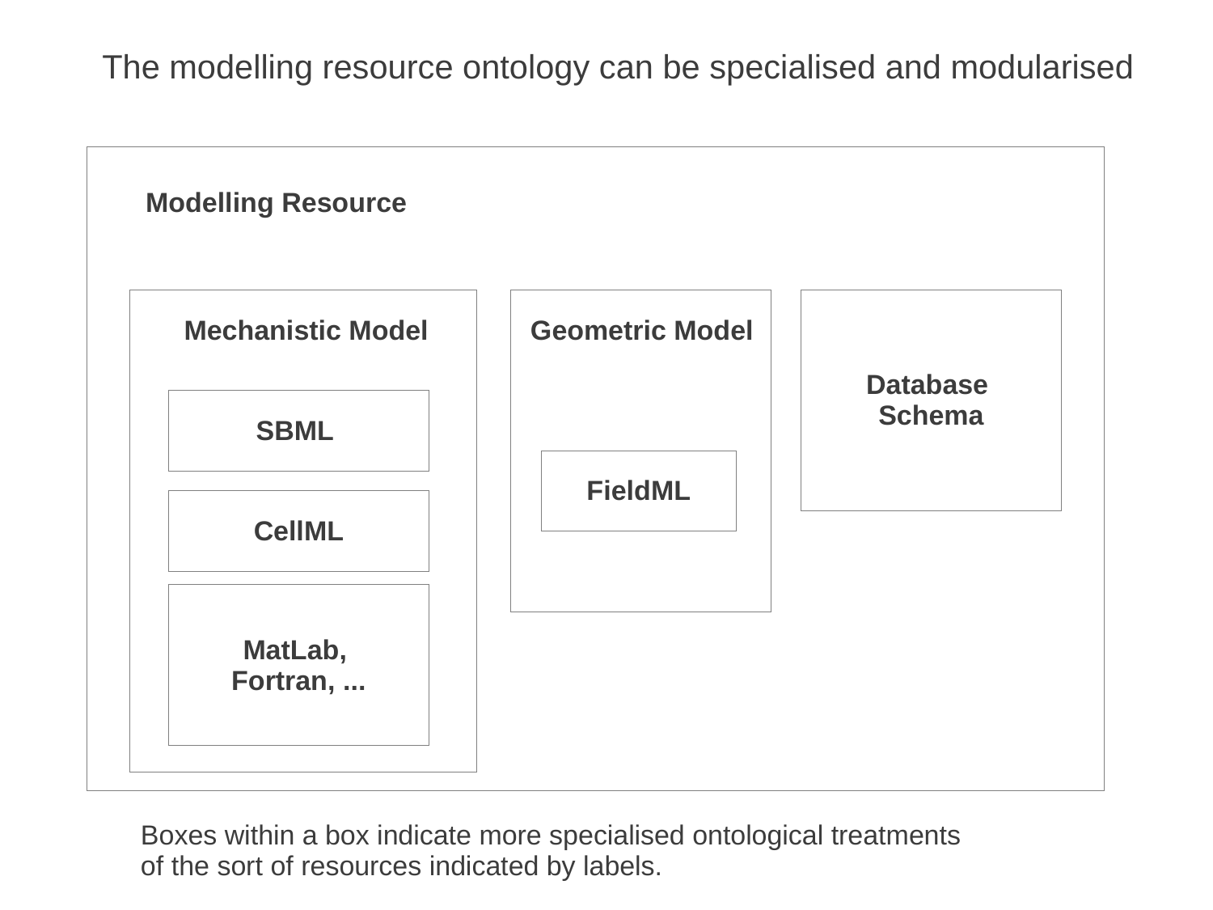# The modelling resource ontology can be specialised and modularised

**Modelling Resource**

- **Mechanistic Model**
  - **SBML**
  - **CellML**
  - **MatLab, Fortran, ...**
- **Geometric Model**
  - **FieldML**
- **Database Schema**

Boxes within a box indicate more specialised ontological treatments of the sort of resources indicated by labels.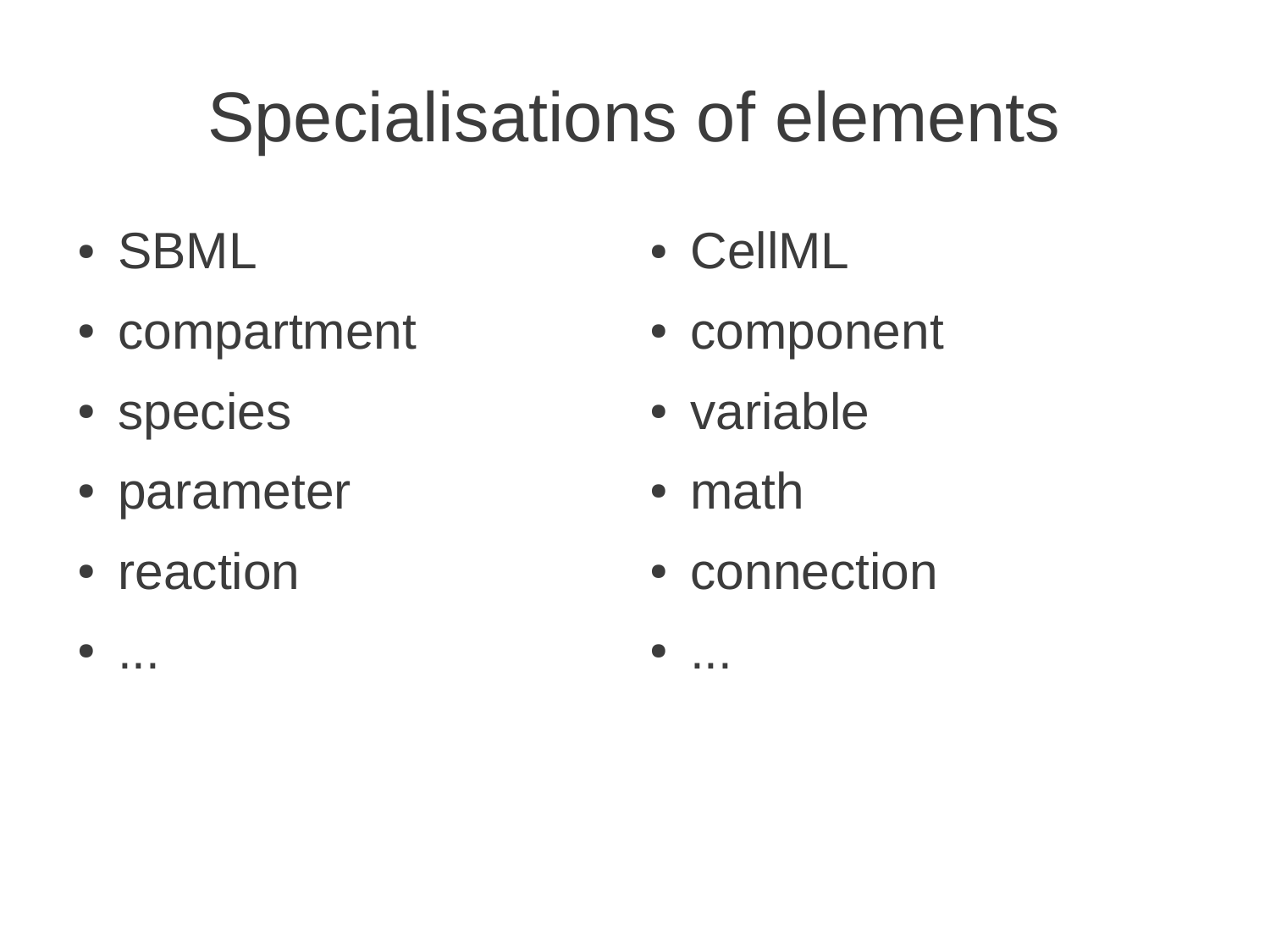# Specialisations of elements

- SBML
- compartment
- species
- parameter
- reaction
- ...

- CellML
- component
- variable
- math
- connection
- ...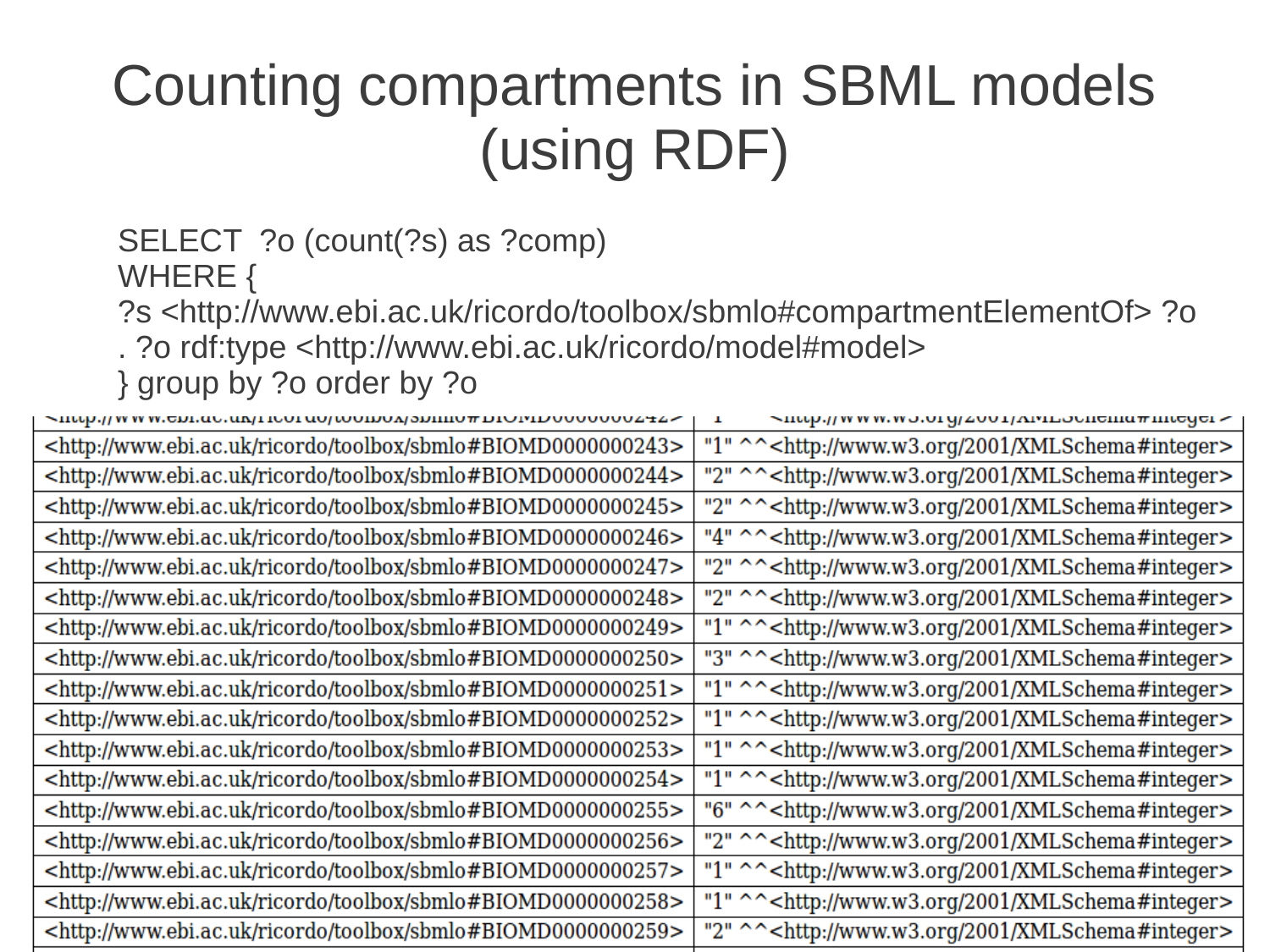# Counting compartments in SBML models (using RDF)

```
SELECT  ?o (count(?s) as ?comp)
WHERE {
?s <http://www.ebi.ac.uk/ricordo/toolbox/sbmlo#compartmentElementOf> ?o
. ?o rdf:type <http://www.ebi.ac.uk/ricordo/model#model>
} group by ?o order by ?o
```

| | |
|---|---|
| <http://www.ebi.ac.uk/ricordo/toolbox/sbmlo#BIOMD0000000242> | "1" ^^<http://www.w3.org/2001/XMLSchema#integer> |
| <http://www.ebi.ac.uk/ricordo/toolbox/sbmlo#BIOMD0000000243> | "1" ^^<http://www.w3.org/2001/XMLSchema#integer> |
| <http://www.ebi.ac.uk/ricordo/toolbox/sbmlo#BIOMD0000000244> | "2" ^^<http://www.w3.org/2001/XMLSchema#integer> |
| <http://www.ebi.ac.uk/ricordo/toolbox/sbmlo#BIOMD0000000245> | "2" ^^<http://www.w3.org/2001/XMLSchema#integer> |
| <http://www.ebi.ac.uk/ricordo/toolbox/sbmlo#BIOMD0000000246> | "4" ^^<http://www.w3.org/2001/XMLSchema#integer> |
| <http://www.ebi.ac.uk/ricordo/toolbox/sbmlo#BIOMD0000000247> | "2" ^^<http://www.w3.org/2001/XMLSchema#integer> |
| <http://www.ebi.ac.uk/ricordo/toolbox/sbmlo#BIOMD0000000248> | "2" ^^<http://www.w3.org/2001/XMLSchema#integer> |
| <http://www.ebi.ac.uk/ricordo/toolbox/sbmlo#BIOMD0000000249> | "1" ^^<http://www.w3.org/2001/XMLSchema#integer> |
| <http://www.ebi.ac.uk/ricordo/toolbox/sbmlo#BIOMD0000000250> | "3" ^^<http://www.w3.org/2001/XMLSchema#integer> |
| <http://www.ebi.ac.uk/ricordo/toolbox/sbmlo#BIOMD0000000251> | "1" ^^<http://www.w3.org/2001/XMLSchema#integer> |
| <http://www.ebi.ac.uk/ricordo/toolbox/sbmlo#BIOMD0000000252> | "1" ^^<http://www.w3.org/2001/XMLSchema#integer> |
| <http://www.ebi.ac.uk/ricordo/toolbox/sbmlo#BIOMD0000000253> | "1" ^^<http://www.w3.org/2001/XMLSchema#integer> |
| <http://www.ebi.ac.uk/ricordo/toolbox/sbmlo#BIOMD0000000254> | "1" ^^<http://www.w3.org/2001/XMLSchema#integer> |
| <http://www.ebi.ac.uk/ricordo/toolbox/sbmlo#BIOMD0000000255> | "6" ^^<http://www.w3.org/2001/XMLSchema#integer> |
| <http://www.ebi.ac.uk/ricordo/toolbox/sbmlo#BIOMD0000000256> | "2" ^^<http://www.w3.org/2001/XMLSchema#integer> |
| <http://www.ebi.ac.uk/ricordo/toolbox/sbmlo#BIOMD0000000257> | "1" ^^<http://www.w3.org/2001/XMLSchema#integer> |
| <http://www.ebi.ac.uk/ricordo/toolbox/sbmlo#BIOMD0000000258> | "1" ^^<http://www.w3.org/2001/XMLSchema#integer> |
| <http://www.ebi.ac.uk/ricordo/toolbox/sbmlo#BIOMD0000000259> | "2" ^^<http://www.w3.org/2001/XMLSchema#integer> |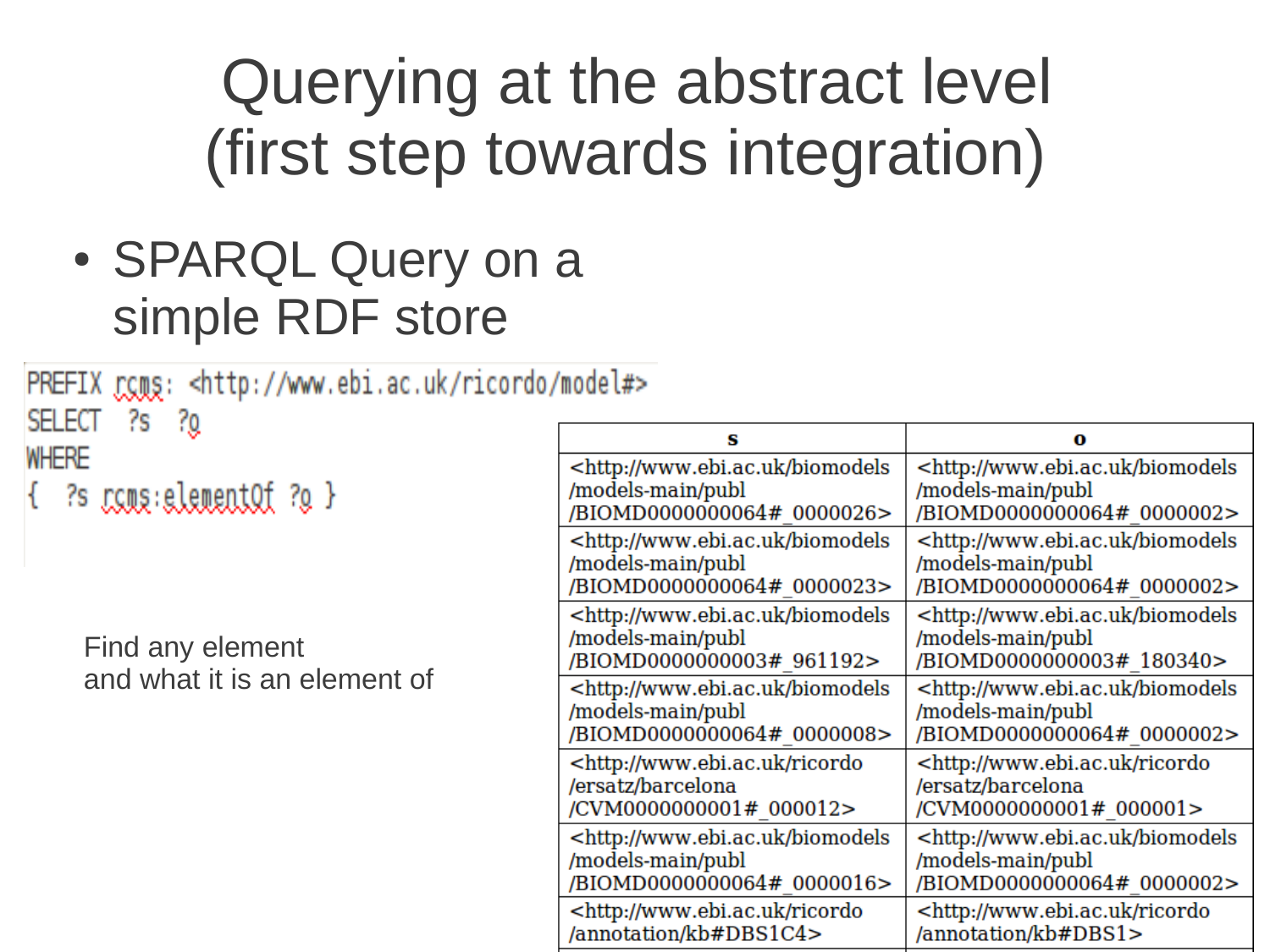# Querying at the abstract level (first step towards integration)

- SPARQL Query on a simple RDF store

```
PREFIX rcms: <http://www.ebi.ac.uk/ricordo/model#>
SELECT  ?s  ?o
WHERE
{  ?s rcms:elementOf ?o }
```

Find any element
and what it is an element of

| s | o |
|---|---|
| <http://www.ebi.ac.uk/biomodels/models-main/publ/BIOMD0000000064#_0000026> | <http://www.ebi.ac.uk/biomodels/models-main/publ/BIOMD0000000064#_0000002> |
| <http://www.ebi.ac.uk/biomodels/models-main/publ/BIOMD0000000064#_0000023> | <http://www.ebi.ac.uk/biomodels/models-main/publ/BIOMD0000000064#_0000002> |
| <http://www.ebi.ac.uk/biomodels/models-main/publ/BIOMD0000000003#_961192> | <http://www.ebi.ac.uk/biomodels/models-main/publ/BIOMD0000000003#_180340> |
| <http://www.ebi.ac.uk/biomodels/models-main/publ/BIOMD0000000064#_0000008> | <http://www.ebi.ac.uk/biomodels/models-main/publ/BIOMD0000000064#_0000002> |
| <http://www.ebi.ac.uk/ricordo/ersatz/barcelona/CVM0000000001#_000012> | <http://www.ebi.ac.uk/ricordo/ersatz/barcelona/CVM0000000001#_000001> |
| <http://www.ebi.ac.uk/biomodels/models-main/publ/BIOMD0000000064#_0000016> | <http://www.ebi.ac.uk/biomodels/models-main/publ/BIOMD0000000064#_0000002> |
| <http://www.ebi.ac.uk/ricordo/annotation/kb#DBS1C4> | <http://www.ebi.ac.uk/ricordo/annotation/kb#DBS1> |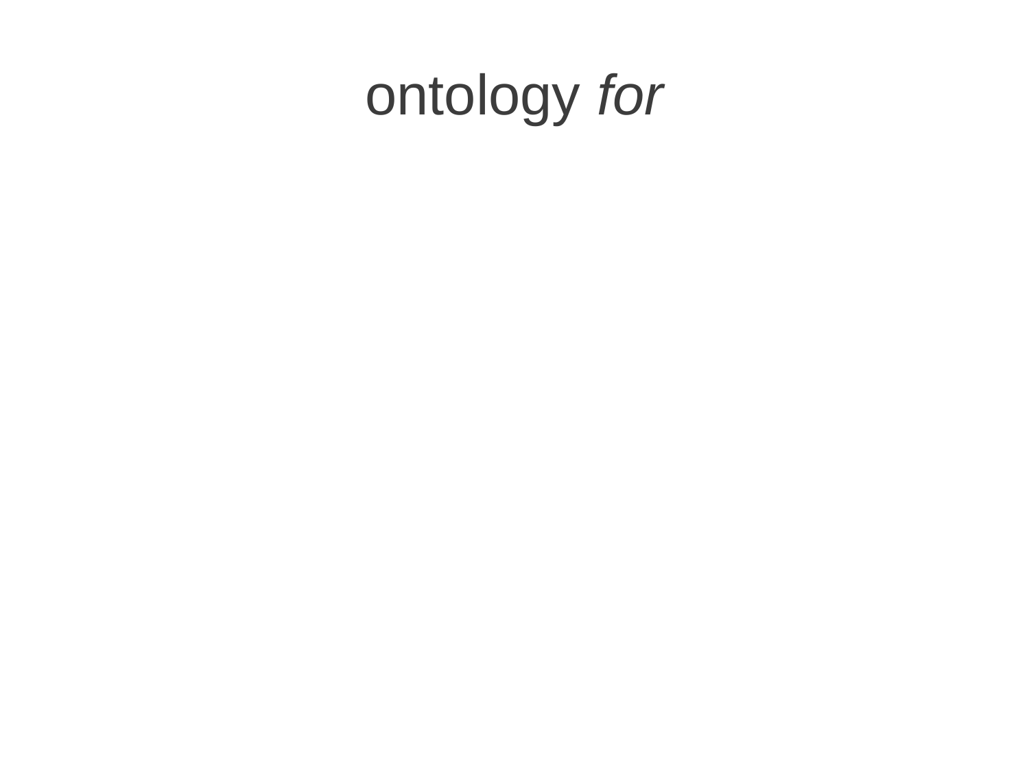# ontology *for*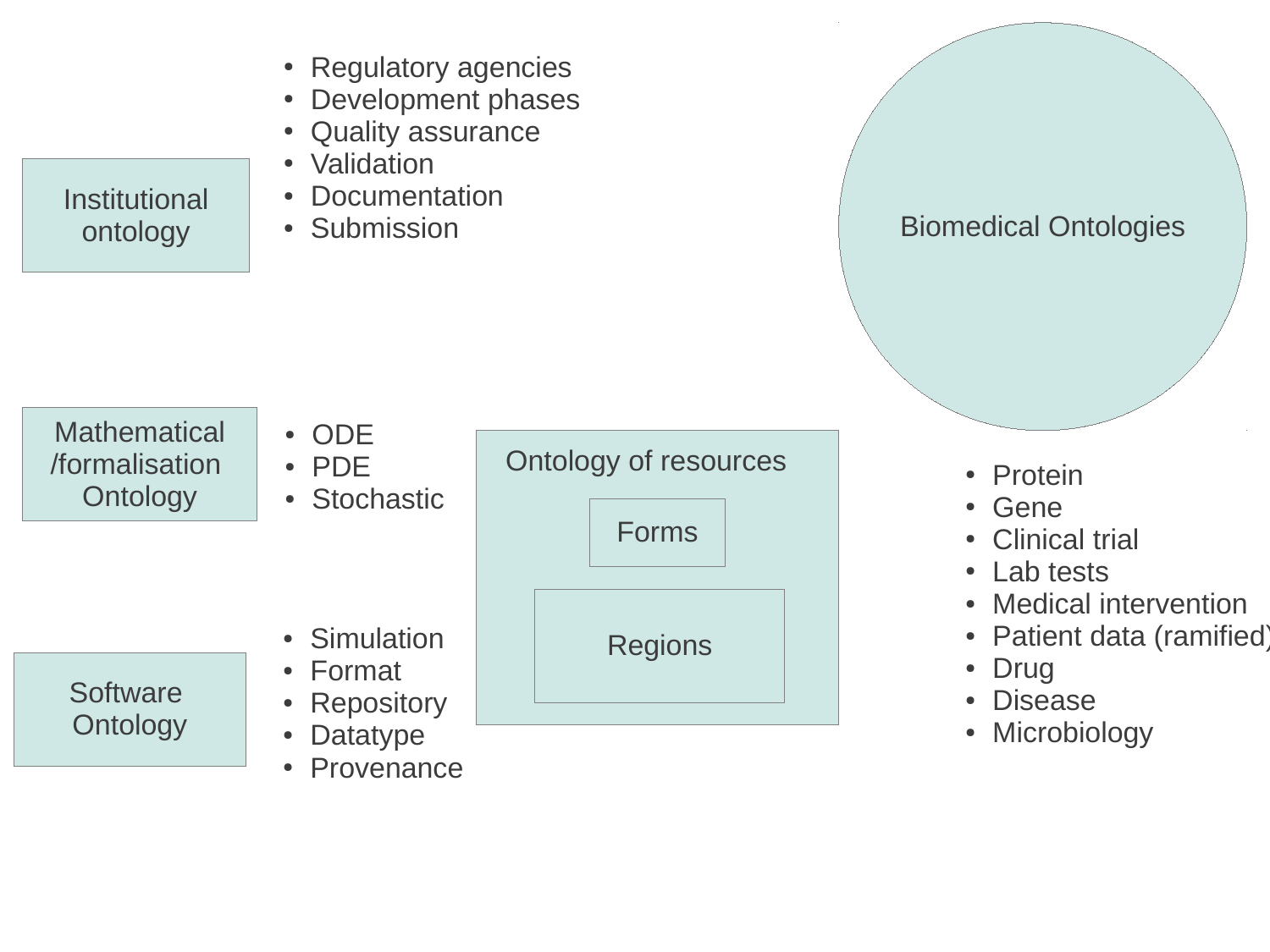Institutional ontology

- Regulatory agencies
- Development phases
- Quality assurance
- Validation
- Documentation
- Submission

Biomedical Ontologies

Mathematical /formalisation Ontology

- ODE
- PDE
- Stochastic

Ontology of resources

Forms

Regions

- Protein
- Gene
- Clinical trial
- Lab tests
- Medical intervention
- Patient data (ramified)
- Drug
- Disease
- Microbiology

Software Ontology

- Simulation
- Format
- Repository
- Datatype
- Provenance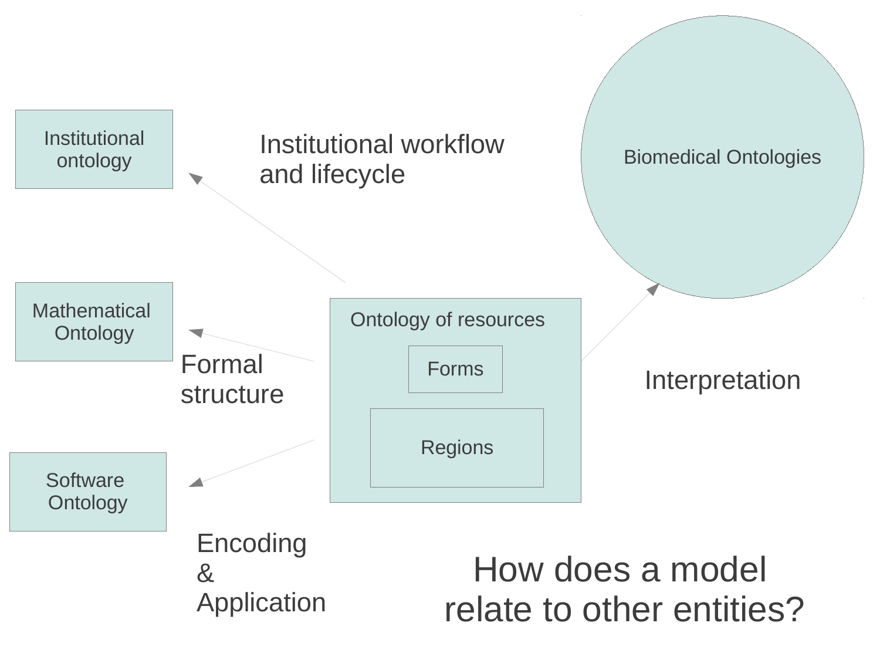Institutional ontology

Institutional workflow and lifecycle

Biomedical Ontologies

Mathematical Ontology

Formal structure

Ontology of resources

Forms

Regions

Interpretation

Software Ontology

Encoding & Application

How does a model relate to other entities?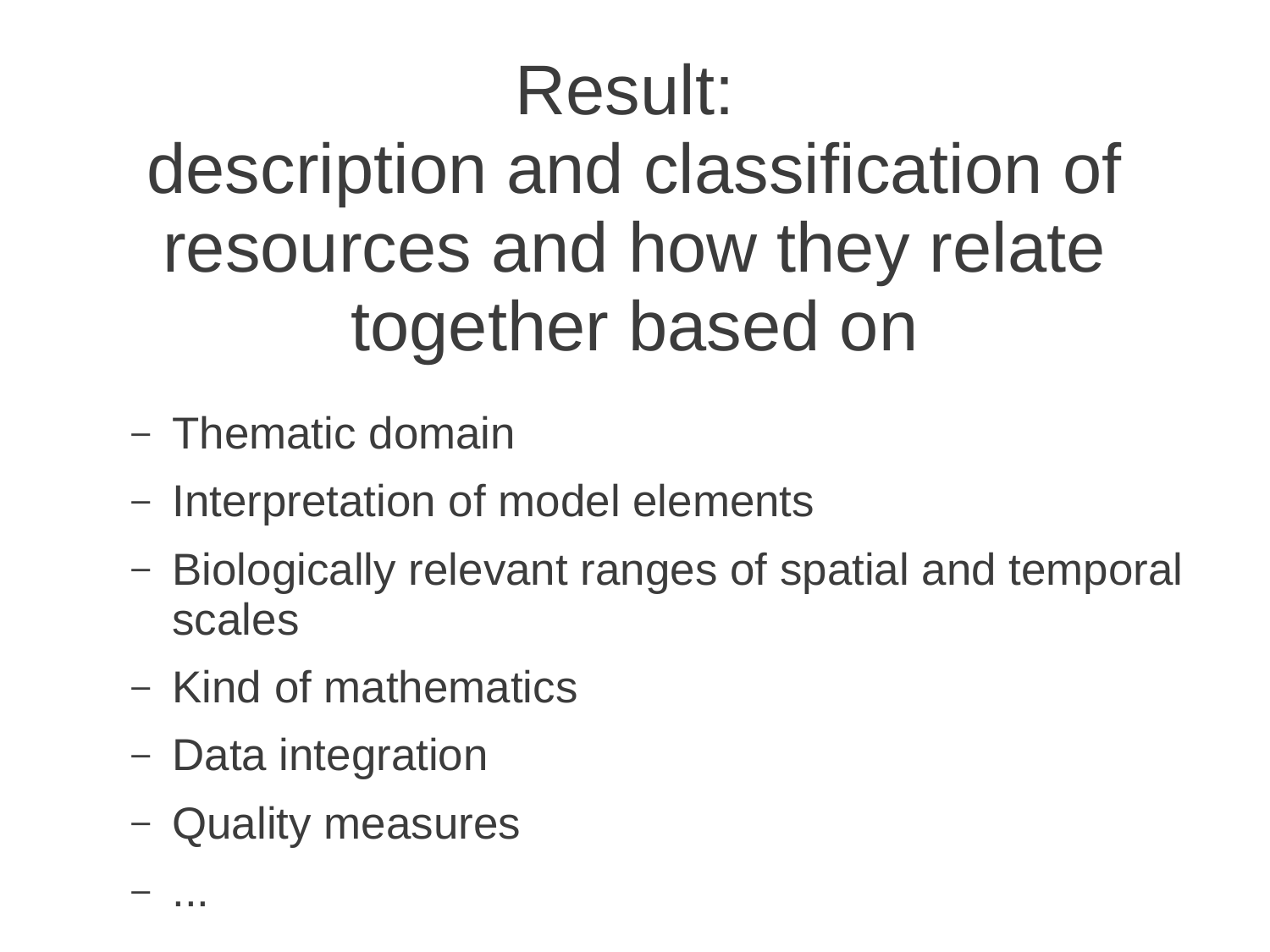# Result:
# description and classification of resources and how they relate together based on

- Thematic domain
- Interpretation of model elements
- Biologically relevant ranges of spatial and temporal scales
- Kind of mathematics
- Data integration
- Quality measures
- ...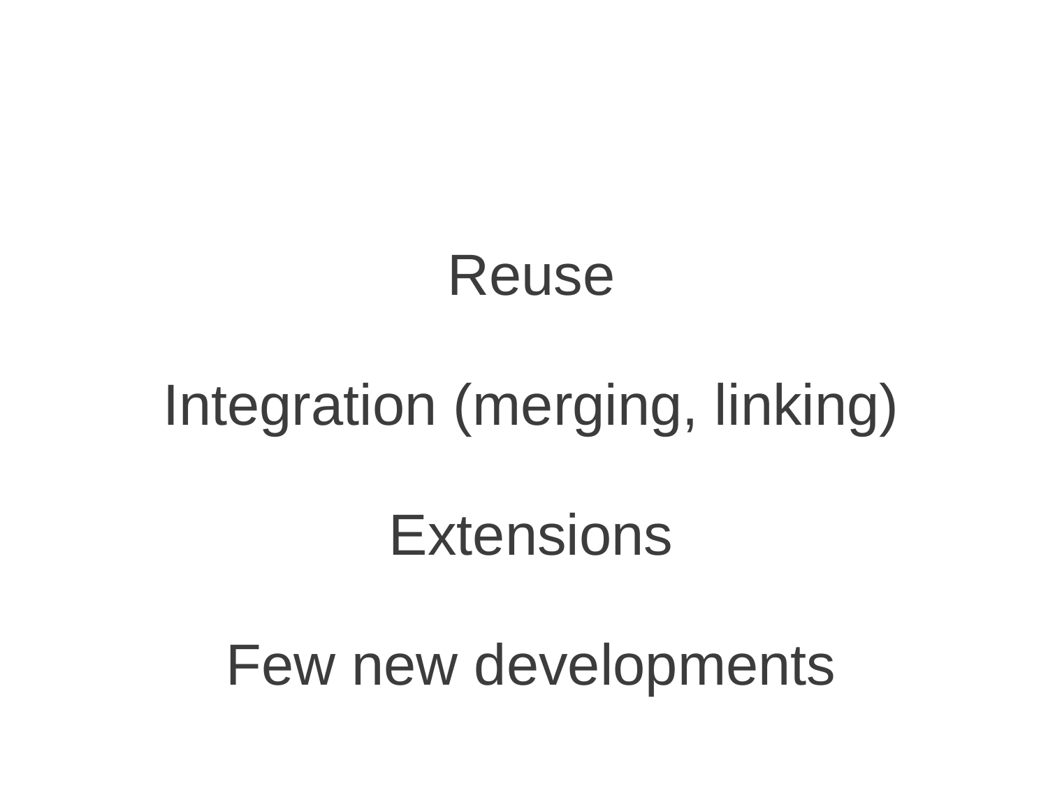Reuse

Integration (merging, linking)

Extensions

Few new developments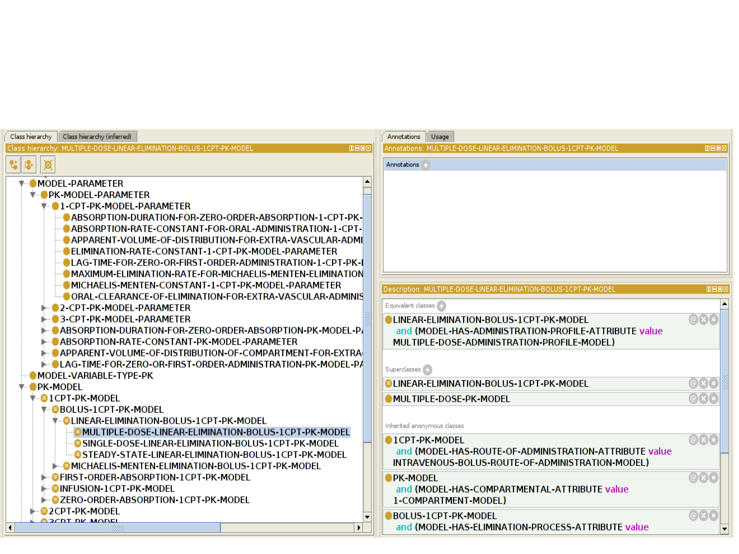Class hierarchy | Class hierarchy (inferred)

Class hierarchy: MULTIPLE-DOSE-LINEAR-ELIMINATION-BOLUS-1CPT-PK-MODEL

- MODEL-PARAMETER
  - PK-MODEL-PARAMETER
    - 1-CPT-PK-MODEL-PARAMETER
      - ABSORPTION-DURATION-FOR-ZERO-ORDER-ABSORPTION-1-CPT-PK-
      - ABSORPTION-RATE-CONSTANT-FOR-ORAL-ADMINISTRATION-1-CPT-
      - APPARENT-VOLUME-OF-DISTRIBUTION-FOR-EXTRA-VASCULAR-ADMI
      - ELIMINATION-RATE-CONSTANT-1-CPT-PK-MODEL-PARAMETER
      - LAG-TIME-FOR-ZERO-OR-FIRST-ORDER-ADMINISTRATION-1-CPT-PK-I
      - MAXIMUM-ELIMINATION-RATE-FOR-MICHAELIS-MENTEN-ELIMINATION
      - MICHAELIS-MENTEN-CONSTANT-1-CPT-PK-MODEL-PARAMETER
      - ORAL-CLEARANCE-OF-ELIMINATION-FOR-EXTRA-VASCULAR-ADMINIS
    - 2-CPT-PK-MODEL-PARAMETER
    - 3-CPT-PK-MODEL-PARAMETER
    - ABSORPTION-DURATION-FOR-ZERO-ORDER-ABSORPTION-PK-MODEL-P/
    - ABSORPTION-RATE-CONSTANT-PK-MODEL-PARAMETER
    - APPARENT-VOLUME-OF-DISTRIBUTION-OF-COMPARTMENT-FOR-EXTRA-
    - LAG-TIME-FOR-ZERO-OR-FIRST-ORDER-ADMINISTRATION-PK-MODEL-P/
- MODEL-VARIABLE-TYPE-PK
- PK-MODEL
  - 1CPT-PK-MODEL
    - BOLUS-1CPT-PK-MODEL
      - LINEAR-ELIMINATION-BOLUS-1CPT-PK-MODEL
        - MULTIPLE-DOSE-LINEAR-ELIMINATION-BOLUS-1CPT-PK-MODEL
        - SINGLE-DOSE-LINEAR-ELIMINATION-BOLUS-1CPT-PK-MODEL
        - STEADY-STATE-LINEAR-ELIMINATION-BOLUS-1CPT-PK-MODEL
      - MICHAELIS-MENTEN-ELIMINATION-BOLUS-1CPT-PK-MODEL
    - FIRST-ORDER-ABSORPTION-1CPT-PK-MODEL
    - INFUSION-1CPT-PK-MODEL
    - ZERO-ORDER-ABSORPTION-1CPT-PK-MODEL
  - 2CPT-PK-MODEL
  - 3CPT-PK-MODEL

Annotations | Usage

Annotations: MULTIPLE-DOSE-LINEAR-ELIMINATION-BOLUS-1CPT-PK-MODEL

Annotations

Description: MULTIPLE-DOSE-LINEAR-ELIMINATION-BOLUS-1CPT-PK-MODEL

Equivalent classes

- LINEAR-ELIMINATION-BOLUS-1CPT-PK-MODEL and (MODEL-HAS-ADMINISTRATION-PROFILE-ATTRIBUTE value MULTIPLE-DOSE-ADMINISTRATION-PROFILE-MODEL)

Superclasses

- LINEAR-ELIMINATION-BOLUS-1CPT-PK-MODEL
- MULTIPLE-DOSE-PK-MODEL

Inherited anonymous classes

- 1CPT-PK-MODEL and (MODEL-HAS-ROUTE-OF-ADMINISTRATION-ATTRIBUTE value INTRAVENOUS-BOLUS-ROUTE-OF-ADMINISTRATION-MODEL)
- PK-MODEL and (MODEL-HAS-COMPARTMENTAL-ATTRIBUTE value 1-COMPARTMENT-MODEL)
- BOLUS-1CPT-PK-MODEL and (MODEL-HAS-ELIMINATION-PROCESS-ATTRIBUTE value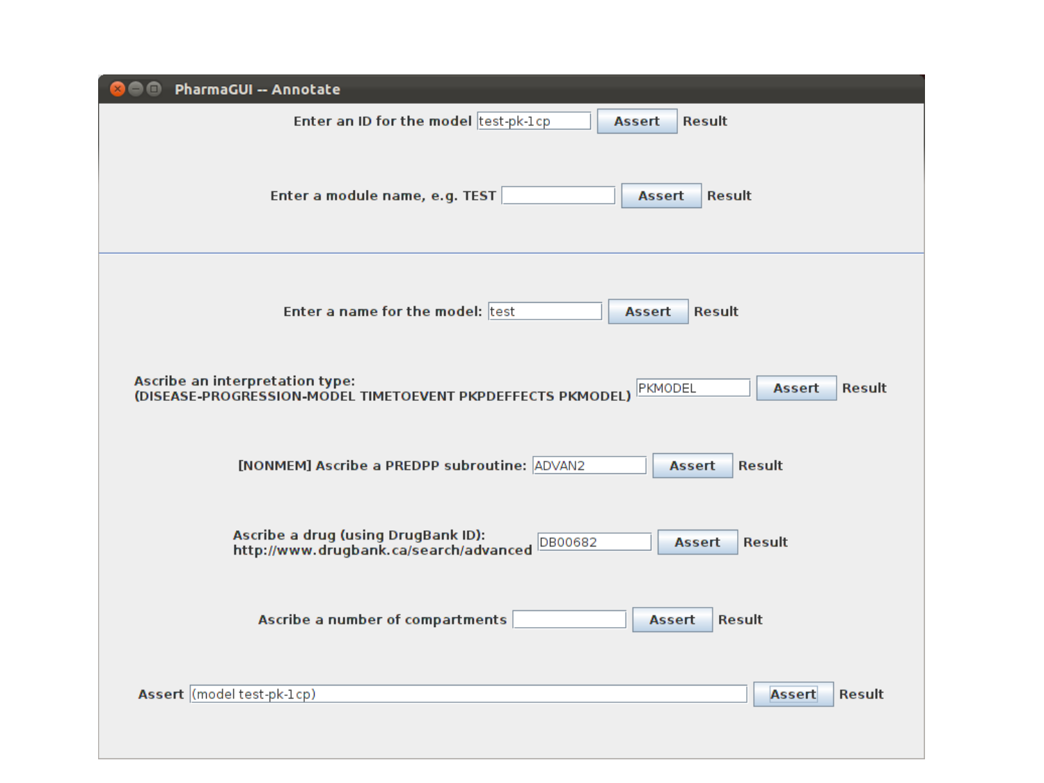PharmaGUI -- Annotate

Enter an ID for the model test-pk-1cp **Assert** Result

Enter a module name, e.g. TEST **Assert** Result

---

Enter a name for the model: test **Assert** Result

Ascribe an interpretation type:
(DISEASE-PROGRESSION-MODEL TIMETOEVENT PKPDEFFECTS PKMODEL) PKMODEL **Assert** Result

[NONMEM] Ascribe a PREDPP subroutine: ADVAN2 **Assert** Result

Ascribe a drug (using DrugBank ID):
http://www.drugbank.ca/search/advanced DB00682 **Assert** Result

Ascribe a number of compartments **Assert** Result

Assert (model test-pk-1cp) **Assert** Result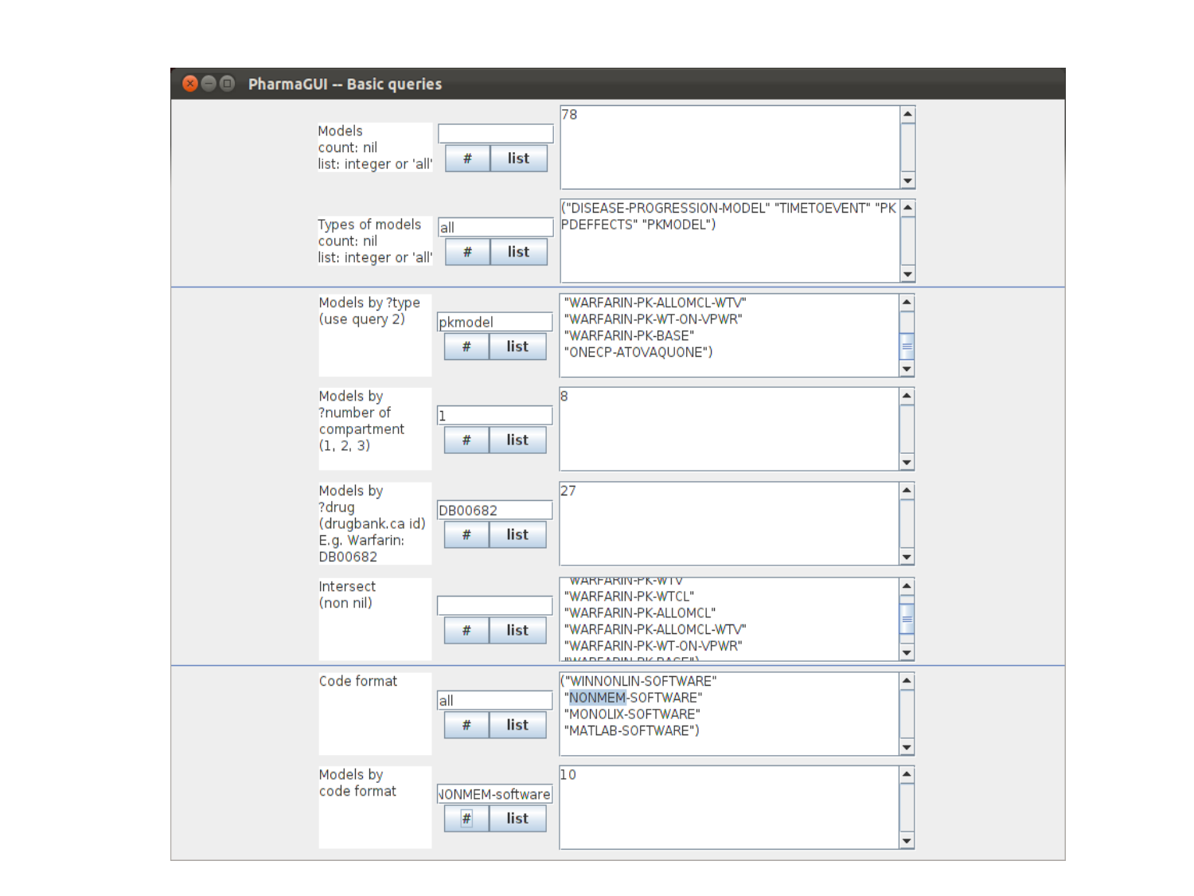PharmaGUI -- Basic queries

| Query | Input | Result |
| --- | --- | --- |
| Models<br>count: nil<br>list: integer or 'all' | | 78 |
| Types of models<br>count: nil<br>list: integer or 'all' | all | ("DISEASE-PROGRESSION-MODEL" "TIMETOEVENT" "PKPDEFFECTS" "PKMODEL") |
| Models by ?type<br>(use query 2) | pkmodel | "WARFARIN-PK-ALLOMCL-WTV"<br>"WARFARIN-PK-WT-ON-VPWR"<br>"WARFARIN-PK-BASE"<br>"ONECP-ATOVAQUONE") |
| Models by<br>?number of<br>compartment<br>(1, 2, 3) | 1 | 8 |
| Models by<br>?drug<br>(drugbank.ca id)<br>E.g. Warfarin:<br>DB00682 | DB00682 | 27 |
| Intersect<br>(non nil) | | "WARFARIN-PK-WTV"<br>"WARFARIN-PK-WTCL"<br>"WARFARIN-PK-ALLOMCL"<br>"WARFARIN-PK-ALLOMCL-WTV"<br>"WARFARIN-PK-WT-ON-VPWR"<br>"WARFARIN-PK-BASE") |
| Code format | all | ("WINNONLIN-SOFTWARE"<br>"NONMEM-SOFTWARE"<br>"MONOLIX-SOFTWARE"<br>"MATLAB-SOFTWARE") |
| Models by<br>code format | NONMEM-software | 10 |

Each query row has two buttons: # and list.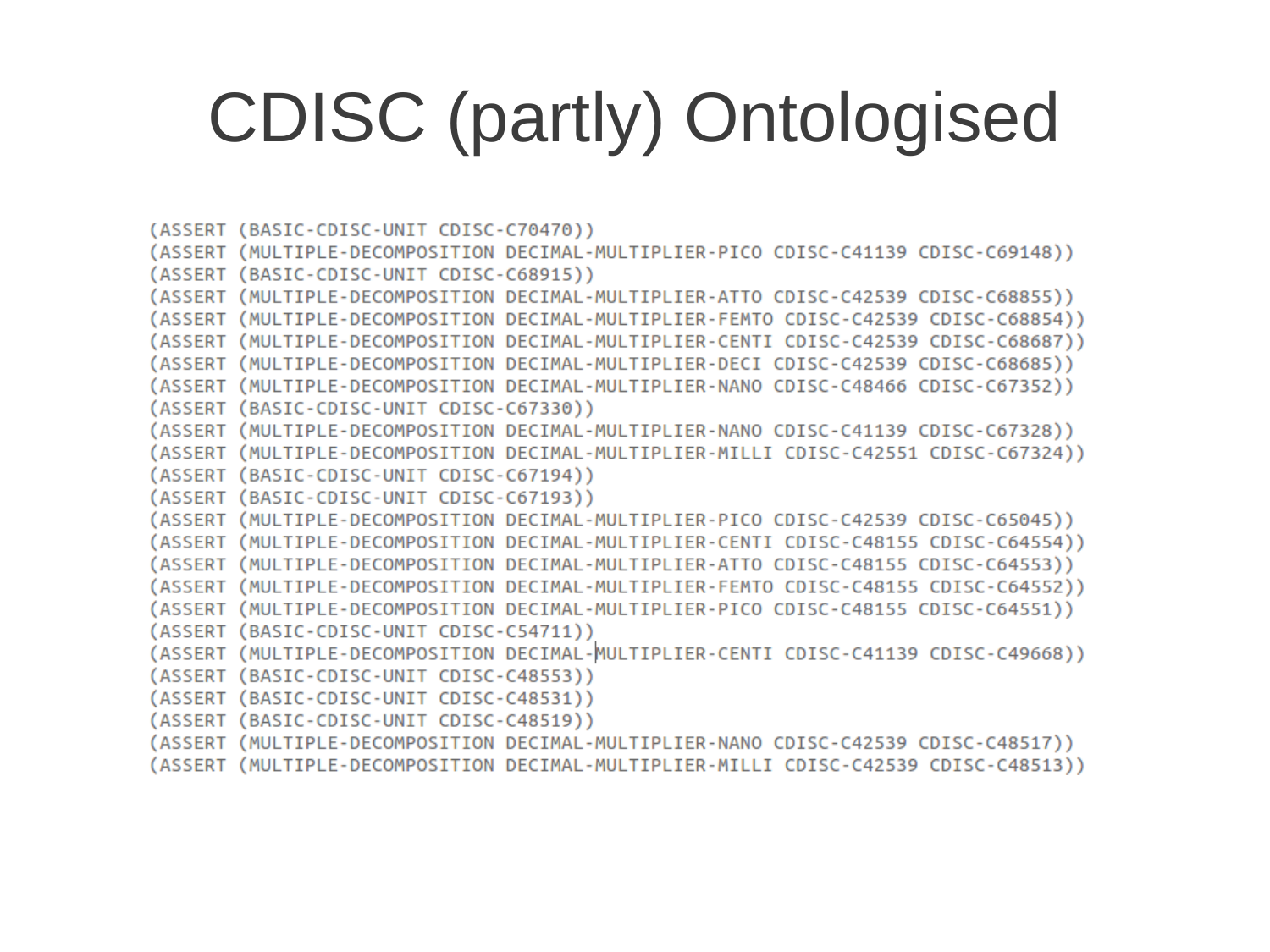# CDISC (partly) Ontologised

```
(ASSERT (BASIC-CDISC-UNIT CDISC-C70470))
(ASSERT (MULTIPLE-DECOMPOSITION DECIMAL-MULTIPLIER-PICO CDISC-C41139 CDISC-C69148))
(ASSERT (BASIC-CDISC-UNIT CDISC-C68915))
(ASSERT (MULTIPLE-DECOMPOSITION DECIMAL-MULTIPLIER-ATTO CDISC-C42539 CDISC-C68855))
(ASSERT (MULTIPLE-DECOMPOSITION DECIMAL-MULTIPLIER-FEMTO CDISC-C42539 CDISC-C68854))
(ASSERT (MULTIPLE-DECOMPOSITION DECIMAL-MULTIPLIER-CENTI CDISC-C42539 CDISC-C68687))
(ASSERT (MULTIPLE-DECOMPOSITION DECIMAL-MULTIPLIER-DECI CDISC-C42539 CDISC-C68685))
(ASSERT (MULTIPLE-DECOMPOSITION DECIMAL-MULTIPLIER-NANO CDISC-C48466 CDISC-C67352))
(ASSERT (BASIC-CDISC-UNIT CDISC-C67330))
(ASSERT (MULTIPLE-DECOMPOSITION DECIMAL-MULTIPLIER-NANO CDISC-C41139 CDISC-C67328))
(ASSERT (MULTIPLE-DECOMPOSITION DECIMAL-MULTIPLIER-MILLI CDISC-C42551 CDISC-C67324))
(ASSERT (BASIC-CDISC-UNIT CDISC-C67194))
(ASSERT (BASIC-CDISC-UNIT CDISC-C67193))
(ASSERT (MULTIPLE-DECOMPOSITION DECIMAL-MULTIPLIER-PICO CDISC-C42539 CDISC-C65045))
(ASSERT (MULTIPLE-DECOMPOSITION DECIMAL-MULTIPLIER-CENTI CDISC-C48155 CDISC-C64554))
(ASSERT (MULTIPLE-DECOMPOSITION DECIMAL-MULTIPLIER-ATTO CDISC-C48155 CDISC-C64553))
(ASSERT (MULTIPLE-DECOMPOSITION DECIMAL-MULTIPLIER-FEMTO CDISC-C48155 CDISC-C64552))
(ASSERT (MULTIPLE-DECOMPOSITION DECIMAL-MULTIPLIER-PICO CDISC-C48155 CDISC-C64551))
(ASSERT (BASIC-CDISC-UNIT CDISC-C54711))
(ASSERT (MULTIPLE-DECOMPOSITION DECIMAL-MULTIPLIER-CENTI CDISC-C41139 CDISC-C49668))
(ASSERT (BASIC-CDISC-UNIT CDISC-C48553))
(ASSERT (BASIC-CDISC-UNIT CDISC-C48531))
(ASSERT (BASIC-CDISC-UNIT CDISC-C48519))
(ASSERT (MULTIPLE-DECOMPOSITION DECIMAL-MULTIPLIER-NANO CDISC-C42539 CDISC-C48517))
(ASSERT (MULTIPLE-DECOMPOSITION DECIMAL-MULTIPLIER-MILLI CDISC-C42539 CDISC-C48513))
```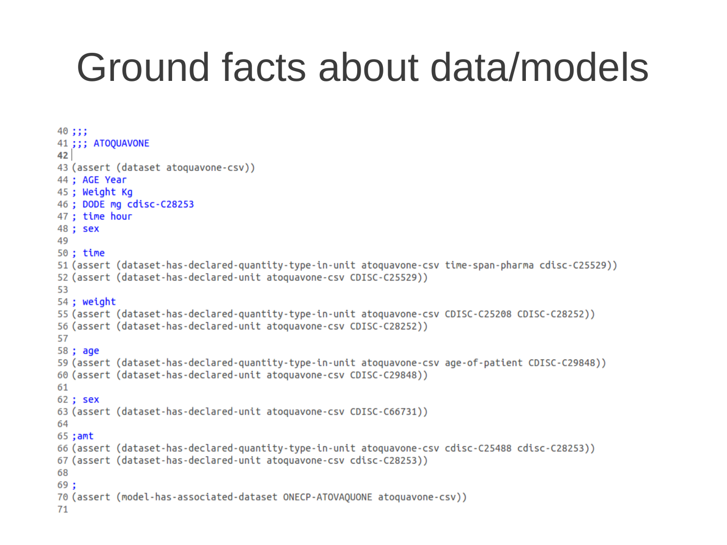# Ground facts about data/models

```
40 ;;;
41 ;;; ATOQUAVONE
42
43 (assert (dataset atoquavone-csv))
44 ; AGE Year
45 ; Weight Kg
46 ; DODE mg cdisc-C28253
47 ; time hour
48 ; sex
49
50 ; time
51 (assert (dataset-has-declared-quantity-type-in-unit atoquavone-csv time-span-pharma cdisc-C25529))
52 (assert (dataset-has-declared-unit atoquavone-csv CDISC-C25529))
53
54 ; weight
55 (assert (dataset-has-declared-quantity-type-in-unit atoquavone-csv CDISC-C25208 CDISC-C28252))
56 (assert (dataset-has-declared-unit atoquavone-csv CDISC-C28252))
57
58 ; age
59 (assert (dataset-has-declared-quantity-type-in-unit atoquavone-csv age-of-patient CDISC-C29848))
60 (assert (dataset-has-declared-unit atoquavone-csv CDISC-C29848))
61
62 ; sex
63 (assert (dataset-has-declared-unit atoquavone-csv CDISC-C66731))
64
65 ;amt
66 (assert (dataset-has-declared-quantity-type-in-unit atoquavone-csv cdisc-C25488 cdisc-C28253))
67 (assert (dataset-has-declared-unit atoquavone-csv cdisc-C28253))
68
69 ;
70 (assert (model-has-associated-dataset ONECP-ATOVAQUONE atoquavone-csv))
71
```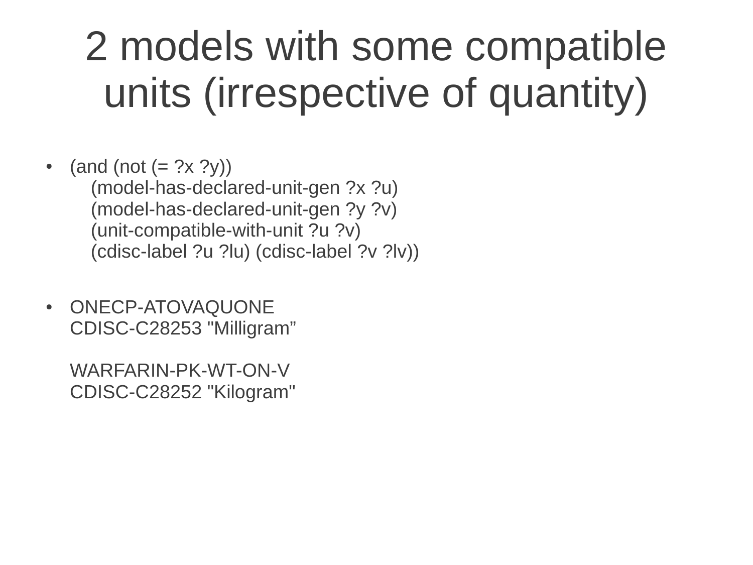# 2 models with some compatible units (irrespective of quantity)

- ```
  (and (not (= ?x ?y))
      (model-has-declared-unit-gen ?x ?u)
      (model-has-declared-unit-gen ?y ?v)
      (unit-compatible-with-unit ?u ?v)
      (cdisc-label ?u ?lu) (cdisc-label ?v ?lv))
  ```

- ONECP-ATOVAQUONE
  CDISC-C28253 "Milligram"

  WARFARIN-PK-WT-ON-V
  CDISC-C28252 "Kilogram"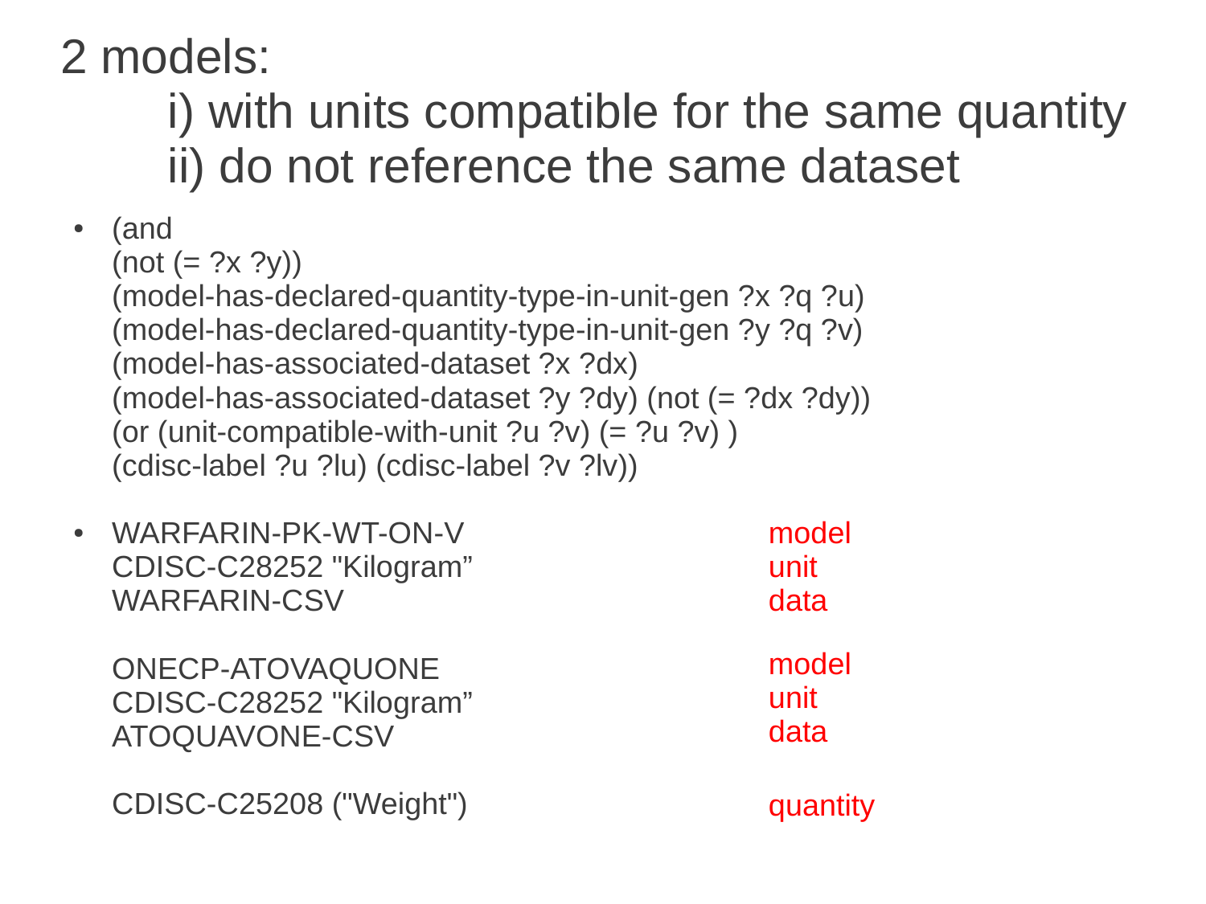# 2 models:

## i) with units compatible for the same quantity
## ii) do not reference the same dataset

- ```
  (and
  (not (= ?x ?y))
  (model-has-declared-quantity-type-in-unit-gen ?x ?q ?u)
  (model-has-declared-quantity-type-in-unit-gen ?y ?q ?v)
  (model-has-associated-dataset ?x ?dx)
  (model-has-associated-dataset ?y ?dy) (not (= ?dx ?dy))
  (or (unit-compatible-with-unit ?u ?v) (= ?u ?v) )
  (cdisc-label ?u ?lu) (cdisc-label ?v ?lv))
  ```

- WARFARIN-PK-WT-ON-V — model
  CDISC-C28252 "Kilogram” — unit
  WARFARIN-CSV — data

  ONECP-ATOVAQUONE — model
  CDISC-C28252 "Kilogram” — unit
  ATOQUAVONE-CSV — data

  CDISC-C25208 ("Weight") — quantity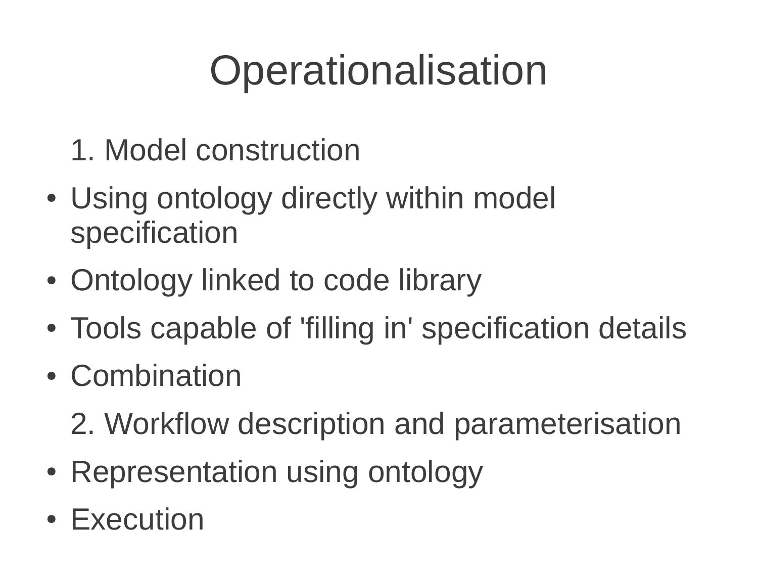# Operationalisation

1. Model construction

- Using ontology directly within model specification
- Ontology linked to code library
- Tools capable of 'filling in' specification details
- Combination

2. Workflow description and parameterisation

- Representation using ontology
- Execution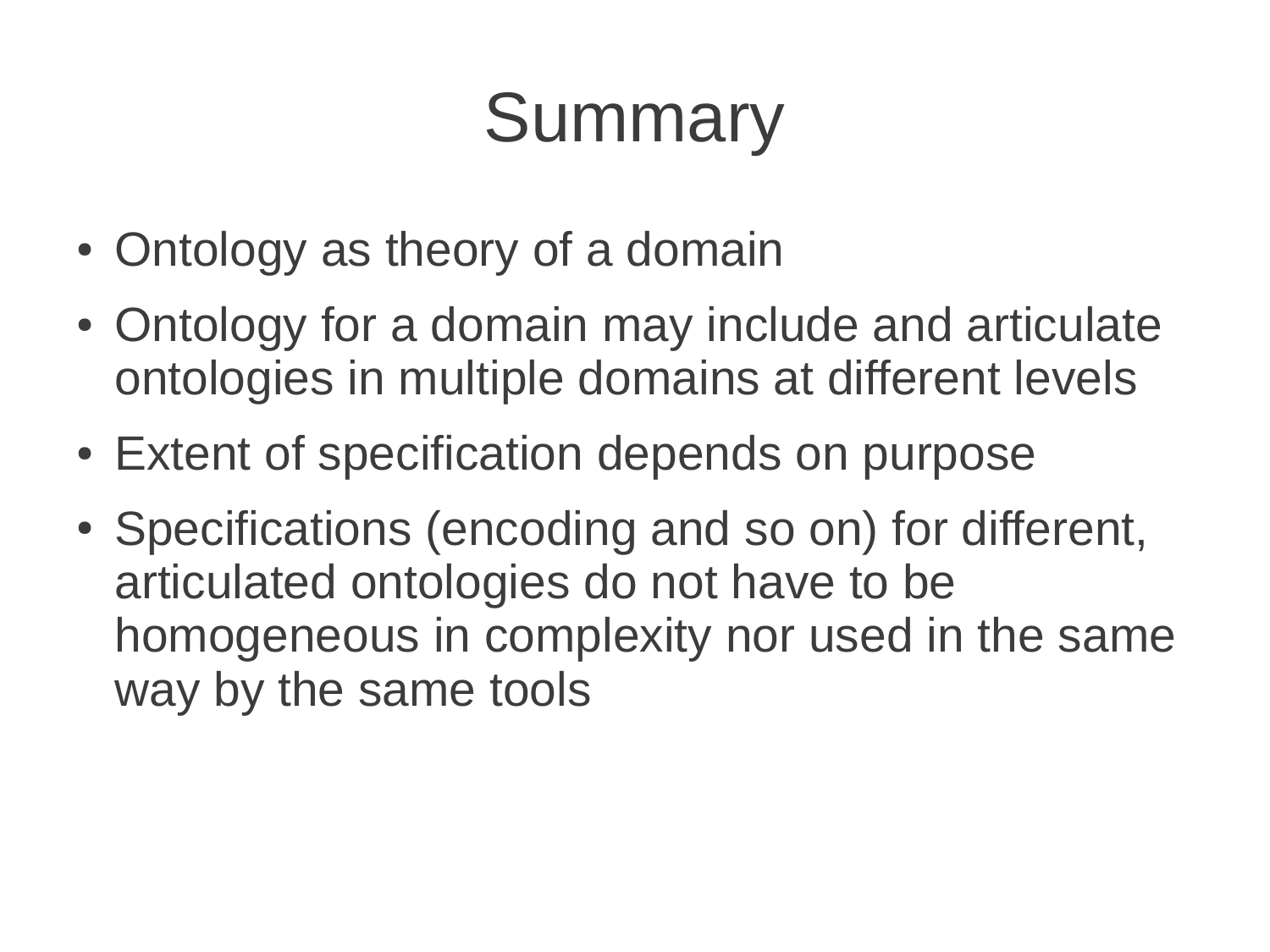# Summary

- Ontology as theory of a domain
- Ontology for a domain may include and articulate ontologies in multiple domains at different levels
- Extent of specification depends on purpose
- Specifications (encoding and so on) for different, articulated ontologies do not have to be homogeneous in complexity nor used in the same way by the same tools